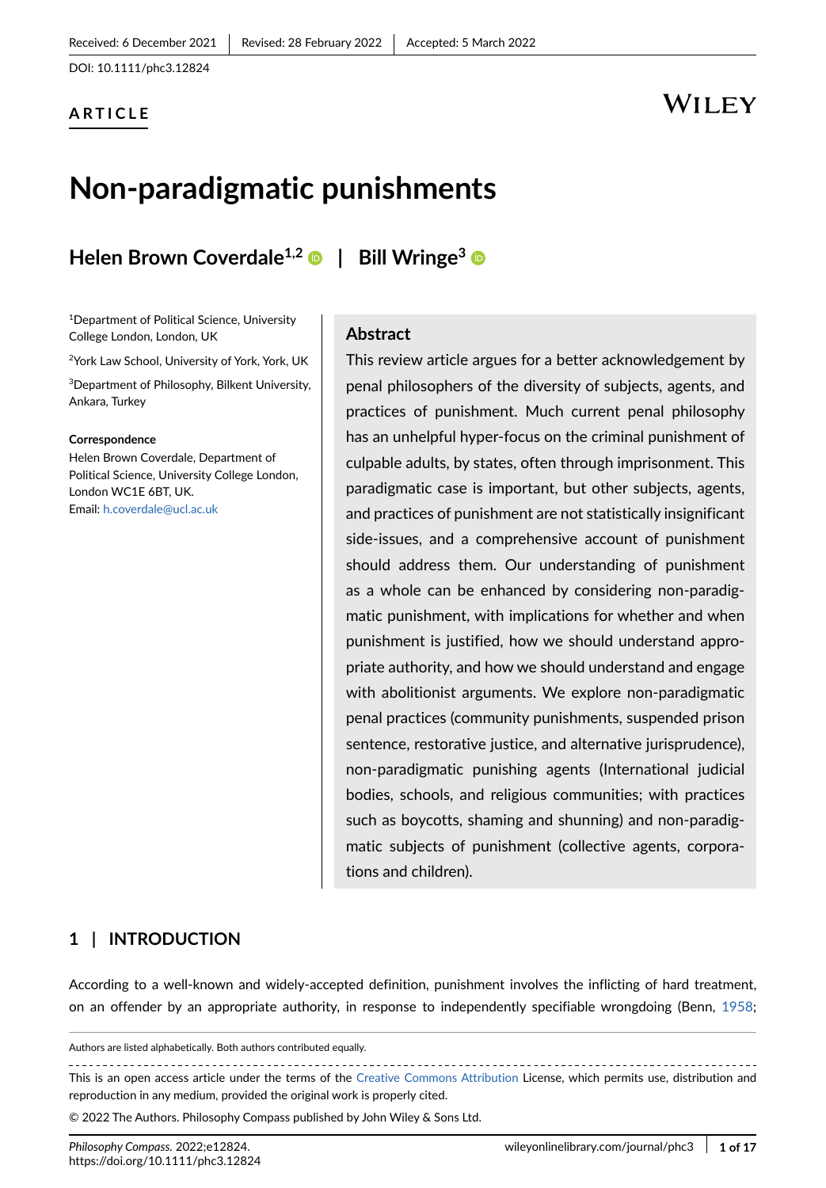Received: 6 December 2021 | Revised: 28 February 2022 | Accepted: 5 March 2022

DOI: 10.1111/phc3.12824

**ARTICLE**

# Non-paradigmatic punishments

## Helen Brown Coverdale[1,2] | Bill Wringe[3]

[1]Department of Political Science, University College London, London, UK

[2]York Law School, University of York, York, UK

[3]Department of Philosophy, Bilkent University, Ankara, Turkey

**Correspondence**
Helen Brown Coverdale, Department of Political Science, University College London, London WC1E 6BT, UK.
Email: h.coverdale@ucl.ac.uk

### Abstract

This review article argues for a better acknowledgement by penal philosophers of the diversity of subjects, agents, and practices of punishment. Much current penal philosophy has an unhelpful hyper-focus on the criminal punishment of culpable adults, by states, often through imprisonment. This paradigmatic case is important, but other subjects, agents, and practices of punishment are not statistically insignificant side-issues, and a comprehensive account of punishment should address them. Our understanding of punishment as a whole can be enhanced by considering non-paradigmatic punishment, with implications for whether and when punishment is justified, how we should understand appropriate authority, and how we should understand and engage with abolitionist arguments. We explore non-paradigmatic penal practices (community punishments, suspended prison sentence, restorative justice, and alternative jurisprudence), non-paradigmatic punishing agents (International judicial bodies, schools, and religious communities; with practices such as boycotts, shaming and shunning) and non-paradigmatic subjects of punishment (collective agents, corporations and children).

## 1 | INTRODUCTION

According to a well-known and widely-accepted definition, punishment involves the inflicting of hard treatment, on an offender by an appropriate authority, in response to independently specifiable wrongdoing (Benn, 1958;

---

Authors are listed alphabetically. Both authors contributed equally.

This is an open access article under the terms of the Creative Commons Attribution License, which permits use, distribution and reproduction in any medium, provided the original work is properly cited.

© 2022 The Authors. Philosophy Compass published by John Wiley & Sons Ltd.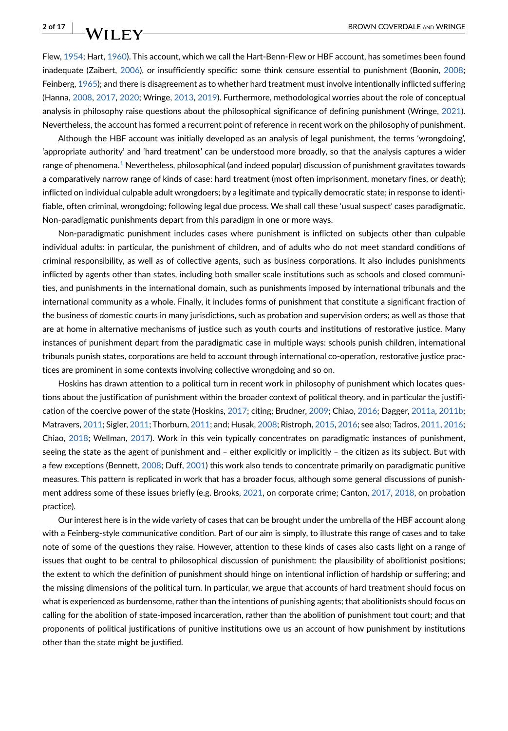Flew, 1954; Hart, 1960). This account, which we call the Hart-Benn-Flew or HBF account, has sometimes been found inadequate (Zaibert, 2006), or insufficiently specific: some think censure essential to punishment (Boonin, 2008; Feinberg, 1965); and there is disagreement as to whether hard treatment must involve intentionally inflicted suffering (Hanna, 2008, 2017, 2020; Wringe, 2013, 2019). Furthermore, methodological worries about the role of conceptual analysis in philosophy raise questions about the philosophical significance of defining punishment (Wringe, 2021). Nevertheless, the account has formed a recurrent point of reference in recent work on the philosophy of punishment.

Although the HBF account was initially developed as an analysis of legal punishment, the terms 'wrongdoing', 'appropriate authority' and 'hard treatment' can be understood more broadly, so that the analysis captures a wider range of phenomena.[1] Nevertheless, philosophical (and indeed popular) discussion of punishment gravitates towards a comparatively narrow range of kinds of case: hard treatment (most often imprisonment, monetary fines, or death); inflicted on individual culpable adult wrongdoers; by a legitimate and typically democratic state; in response to identifiable, often criminal, wrongdoing; following legal due process. We shall call these 'usual suspect' cases paradigmatic. Non-paradigmatic punishments depart from this paradigm in one or more ways.

Non-paradigmatic punishment includes cases where punishment is inflicted on subjects other than culpable individual adults: in particular, the punishment of children, and of adults who do not meet standard conditions of criminal responsibility, as well as of collective agents, such as business corporations. It also includes punishments inflicted by agents other than states, including both smaller scale institutions such as schools and closed communities, and punishments in the international domain, such as punishments imposed by international tribunals and the international community as a whole. Finally, it includes forms of punishment that constitute a significant fraction of the business of domestic courts in many jurisdictions, such as probation and supervision orders; as well as those that are at home in alternative mechanisms of justice such as youth courts and institutions of restorative justice. Many instances of punishment depart from the paradigmatic case in multiple ways: schools punish children, international tribunals punish states, corporations are held to account through international co-operation, restorative justice practices are prominent in some contexts involving collective wrongdoing and so on.

Hoskins has drawn attention to a political turn in recent work in philosophy of punishment which locates questions about the justification of punishment within the broader context of political theory, and in particular the justification of the coercive power of the state (Hoskins, 2017; citing; Brudner, 2009; Chiao, 2016; Dagger, 2011a, 2011b; Matravers, 2011; Sigler, 2011; Thorburn, 2011; and; Husak, 2008; Ristroph, 2015, 2016; see also; Tadros, 2011, 2016; Chiao, 2018; Wellman, 2017). Work in this vein typically concentrates on paradigmatic instances of punishment, seeing the state as the agent of punishment and – either explicitly or implicitly – the citizen as its subject. But with a few exceptions (Bennett, 2008; Duff, 2001) this work also tends to concentrate primarily on paradigmatic punitive measures. This pattern is replicated in work that has a broader focus, although some general discussions of punishment address some of these issues briefly (e.g. Brooks, 2021, on corporate crime; Canton, 2017, 2018, on probation practice).

Our interest here is in the wide variety of cases that can be brought under the umbrella of the HBF account along with a Feinberg-style communicative condition. Part of our aim is simply, to illustrate this range of cases and to take note of some of the questions they raise. However, attention to these kinds of cases also casts light on a range of issues that ought to be central to philosophical discussion of punishment: the plausibility of abolitionist positions; the extent to which the definition of punishment should hinge on intentional infliction of hardship or suffering; and the missing dimensions of the political turn. In particular, we argue that accounts of hard treatment should focus on what is experienced as burdensome, rather than the intentions of punishing agents; that abolitionists should focus on calling for the abolition of state-imposed incarceration, rather than the abolition of punishment tout court; and that proponents of political justifications of punitive institutions owe us an account of how punishment by institutions other than the state might be justified.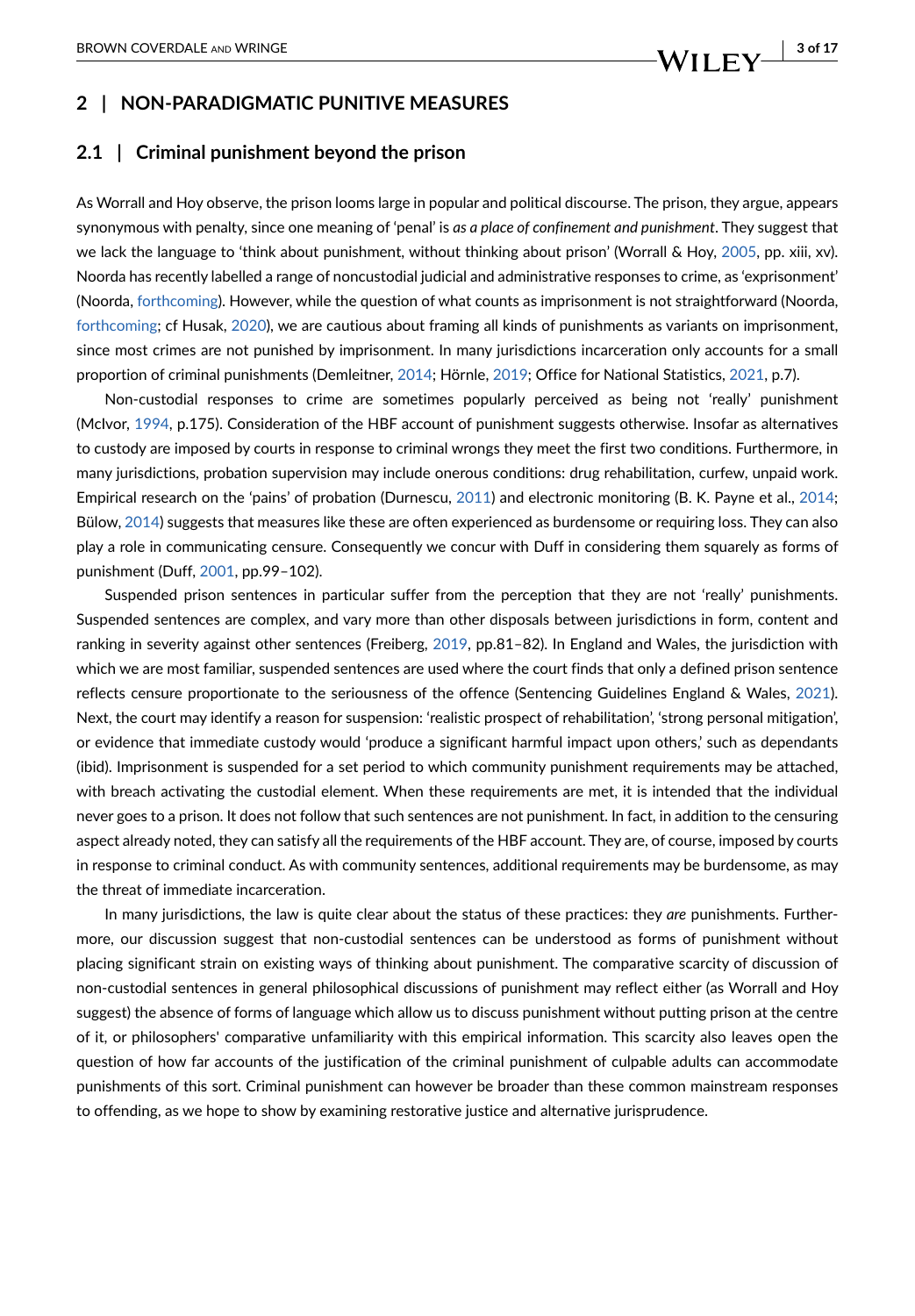## 2 | NON-PARADIGMATIC PUNITIVE MEASURES

### 2.1 | Criminal punishment beyond the prison

As Worrall and Hoy observe, the prison looms large in popular and political discourse. The prison, they argue, appears synonymous with penalty, since one meaning of 'penal' is *as a place of confinement and punishment*. They suggest that we lack the language to 'think about punishment, without thinking about prison' (Worrall & Hoy, 2005, pp. xiii, xv). Noorda has recently labelled a range of noncustodial judicial and administrative responses to crime, as 'exprisonment' (Noorda, forthcoming). However, while the question of what counts as imprisonment is not straightforward (Noorda, forthcoming; cf Husak, 2020), we are cautious about framing all kinds of punishments as variants on imprisonment, since most crimes are not punished by imprisonment. In many jurisdictions incarceration only accounts for a small proportion of criminal punishments (Demleitner, 2014; Hörnle, 2019; Office for National Statistics, 2021, p.7).

Non-custodial responses to crime are sometimes popularly perceived as being not 'really' punishment (McIvor, 1994, p.175). Consideration of the HBF account of punishment suggests otherwise. Insofar as alternatives to custody are imposed by courts in response to criminal wrongs they meet the first two conditions. Furthermore, in many jurisdictions, probation supervision may include onerous conditions: drug rehabilitation, curfew, unpaid work. Empirical research on the 'pains' of probation (Durnescu, 2011) and electronic monitoring (B. K. Payne et al., 2014; Bülow, 2014) suggests that measures like these are often experienced as burdensome or requiring loss. They can also play a role in communicating censure. Consequently we concur with Duff in considering them squarely as forms of punishment (Duff, 2001, pp.99–102).

Suspended prison sentences in particular suffer from the perception that they are not 'really' punishments. Suspended sentences are complex, and vary more than other disposals between jurisdictions in form, content and ranking in severity against other sentences (Freiberg, 2019, pp.81–82). In England and Wales, the jurisdiction with which we are most familiar, suspended sentences are used where the court finds that only a defined prison sentence reflects censure proportionate to the seriousness of the offence (Sentencing Guidelines England & Wales, 2021). Next, the court may identify a reason for suspension: 'realistic prospect of rehabilitation', 'strong personal mitigation', or evidence that immediate custody would 'produce a significant harmful impact upon others,' such as dependants (ibid). Imprisonment is suspended for a set period to which community punishment requirements may be attached, with breach activating the custodial element. When these requirements are met, it is intended that the individual never goes to a prison. It does not follow that such sentences are not punishment. In fact, in addition to the censuring aspect already noted, they can satisfy all the requirements of the HBF account. They are, of course, imposed by courts in response to criminal conduct. As with community sentences, additional requirements may be burdensome, as may the threat of immediate incarceration.

In many jurisdictions, the law is quite clear about the status of these practices: they *are* punishments. Furthermore, our discussion suggest that non-custodial sentences can be understood as forms of punishment without placing significant strain on existing ways of thinking about punishment. The comparative scarcity of discussion of non-custodial sentences in general philosophical discussions of punishment may reflect either (as Worrall and Hoy suggest) the absence of forms of language which allow us to discuss punishment without putting prison at the centre of it, or philosophers' comparative unfamiliarity with this empirical information. This scarcity also leaves open the question of how far accounts of the justification of the criminal punishment of culpable adults can accommodate punishments of this sort. Criminal punishment can however be broader than these common mainstream responses to offending, as we hope to show by examining restorative justice and alternative jurisprudence.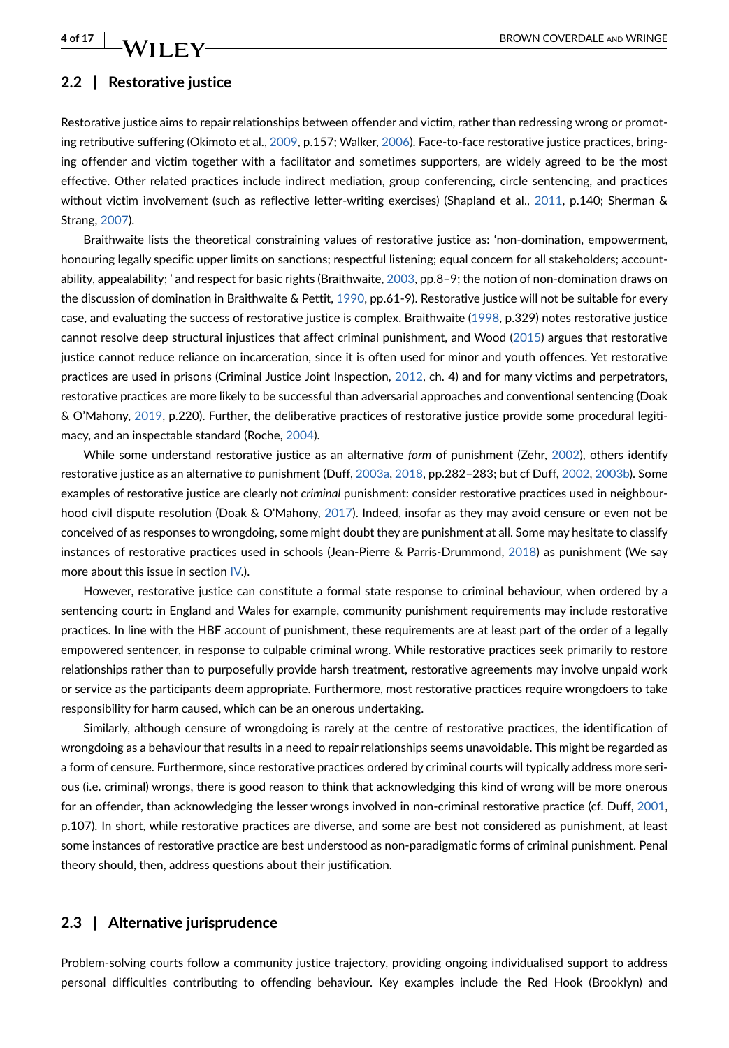## 2.2 | Restorative justice

Restorative justice aims to repair relationships between offender and victim, rather than redressing wrong or promoting retributive suffering (Okimoto et al., 2009, p.157; Walker, 2006). Face-to-face restorative justice practices, bringing offender and victim together with a facilitator and sometimes supporters, are widely agreed to be the most effective. Other related practices include indirect mediation, group conferencing, circle sentencing, and practices without victim involvement (such as reflective letter-writing exercises) (Shapland et al., 2011, p.140; Sherman & Strang, 2007).

Braithwaite lists the theoretical constraining values of restorative justice as: 'non-domination, empowerment, honouring legally specific upper limits on sanctions; respectful listening; equal concern for all stakeholders; accountability, appealability; ' and respect for basic rights (Braithwaite, 2003, pp.8–9; the notion of non-domination draws on the discussion of domination in Braithwaite & Pettit, 1990, pp.61-9). Restorative justice will not be suitable for every case, and evaluating the success of restorative justice is complex. Braithwaite (1998, p.329) notes restorative justice cannot resolve deep structural injustices that affect criminal punishment, and Wood (2015) argues that restorative justice cannot reduce reliance on incarceration, since it is often used for minor and youth offences. Yet restorative practices are used in prisons (Criminal Justice Joint Inspection, 2012, ch. 4) and for many victims and perpetrators, restorative practices are more likely to be successful than adversarial approaches and conventional sentencing (Doak & O'Mahony, 2019, p.220). Further, the deliberative practices of restorative justice provide some procedural legitimacy, and an inspectable standard (Roche, 2004).

While some understand restorative justice as an alternative *form* of punishment (Zehr, 2002), others identify restorative justice as an alternative *to* punishment (Duff, 2003a, 2018, pp.282–283; but cf Duff, 2002, 2003b). Some examples of restorative justice are clearly not *criminal* punishment: consider restorative practices used in neighbourhood civil dispute resolution (Doak & O'Mahony, 2017). Indeed, insofar as they may avoid censure or even not be conceived of as responses to wrongdoing, some might doubt they are punishment at all. Some may hesitate to classify instances of restorative practices used in schools (Jean-Pierre & Parris-Drummond, 2018) as punishment (We say more about this issue in section IV.).

However, restorative justice can constitute a formal state response to criminal behaviour, when ordered by a sentencing court: in England and Wales for example, community punishment requirements may include restorative practices. In line with the HBF account of punishment, these requirements are at least part of the order of a legally empowered sentencer, in response to culpable criminal wrong. While restorative practices seek primarily to restore relationships rather than to purposefully provide harsh treatment, restorative agreements may involve unpaid work or service as the participants deem appropriate. Furthermore, most restorative practices require wrongdoers to take responsibility for harm caused, which can be an onerous undertaking.

Similarly, although censure of wrongdoing is rarely at the centre of restorative practices, the identification of wrongdoing as a behaviour that results in a need to repair relationships seems unavoidable. This might be regarded as a form of censure. Furthermore, since restorative practices ordered by criminal courts will typically address more serious (i.e. criminal) wrongs, there is good reason to think that acknowledging this kind of wrong will be more onerous for an offender, than acknowledging the lesser wrongs involved in non-criminal restorative practice (cf. Duff, 2001, p.107). In short, while restorative practices are diverse, and some are best not considered as punishment, at least some instances of restorative practice are best understood as non-paradigmatic forms of criminal punishment. Penal theory should, then, address questions about their justification.

## 2.3 | Alternative jurisprudence

Problem-solving courts follow a community justice trajectory, providing ongoing individualised support to address personal difficulties contributing to offending behaviour. Key examples include the Red Hook (Brooklyn) and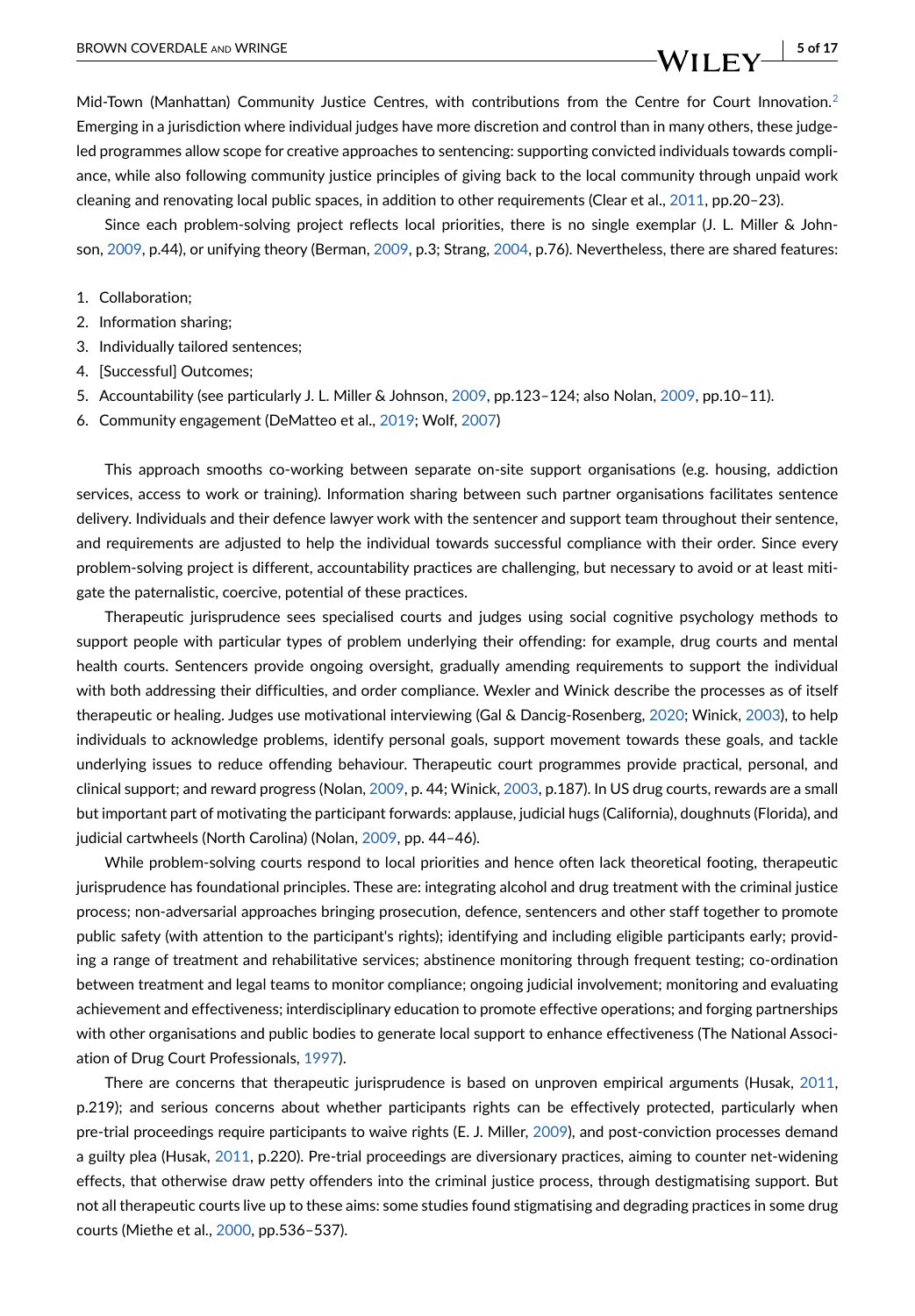Mid-Town (Manhattan) Community Justice Centres, with contributions from the Centre for Court Innovation.[2] Emerging in a jurisdiction where individual judges have more discretion and control than in many others, these judge-led programmes allow scope for creative approaches to sentencing: supporting convicted individuals towards compliance, while also following community justice principles of giving back to the local community through unpaid work cleaning and renovating local public spaces, in addition to other requirements (Clear et al., 2011, pp.20–23).

Since each problem-solving project reflects local priorities, there is no single exemplar (J. L. Miller & Johnson, 2009, p.44), or unifying theory (Berman, 2009, p.3; Strang, 2004, p.76). Nevertheless, there are shared features:

1. Collaboration;
2. Information sharing;
3. Individually tailored sentences;
4. [Successful] Outcomes;
5. Accountability (see particularly J. L. Miller & Johnson, 2009, pp.123–124; also Nolan, 2009, pp.10–11).
6. Community engagement (DeMatteo et al., 2019; Wolf, 2007)

This approach smooths co-working between separate on-site support organisations (e.g. housing, addiction services, access to work or training). Information sharing between such partner organisations facilitates sentence delivery. Individuals and their defence lawyer work with the sentencer and support team throughout their sentence, and requirements are adjusted to help the individual towards successful compliance with their order. Since every problem-solving project is different, accountability practices are challenging, but necessary to avoid or at least mitigate the paternalistic, coercive, potential of these practices.

Therapeutic jurisprudence sees specialised courts and judges using social cognitive psychology methods to support people with particular types of problem underlying their offending: for example, drug courts and mental health courts. Sentencers provide ongoing oversight, gradually amending requirements to support the individual with both addressing their difficulties, and order compliance. Wexler and Winick describe the processes as of itself therapeutic or healing. Judges use motivational interviewing (Gal & Dancig-Rosenberg, 2020; Winick, 2003), to help individuals to acknowledge problems, identify personal goals, support movement towards these goals, and tackle underlying issues to reduce offending behaviour. Therapeutic court programmes provide practical, personal, and clinical support; and reward progress (Nolan, 2009, p. 44; Winick, 2003, p.187). In US drug courts, rewards are a small but important part of motivating the participant forwards: applause, judicial hugs (California), doughnuts (Florida), and judicial cartwheels (North Carolina) (Nolan, 2009, pp. 44–46).

While problem-solving courts respond to local priorities and hence often lack theoretical footing, therapeutic jurisprudence has foundational principles. These are: integrating alcohol and drug treatment with the criminal justice process; non-adversarial approaches bringing prosecution, defence, sentencers and other staff together to promote public safety (with attention to the participant's rights); identifying and including eligible participants early; providing a range of treatment and rehabilitative services; abstinence monitoring through frequent testing; co-ordination between treatment and legal teams to monitor compliance; ongoing judicial involvement; monitoring and evaluating achievement and effectiveness; interdisciplinary education to promote effective operations; and forging partnerships with other organisations and public bodies to generate local support to enhance effectiveness (The National Association of Drug Court Professionals, 1997).

There are concerns that therapeutic jurisprudence is based on unproven empirical arguments (Husak, 2011, p.219); and serious concerns about whether participants rights can be effectively protected, particularly when pre-trial proceedings require participants to waive rights (E. J. Miller, 2009), and post-conviction processes demand a guilty plea (Husak, 2011, p.220). Pre-trial proceedings are diversionary practices, aiming to counter net-widening effects, that otherwise draw petty offenders into the criminal justice process, through destigmatising support. But not all therapeutic courts live up to these aims: some studies found stigmatising and degrading practices in some drug courts (Miethe et al., 2000, pp.536–537).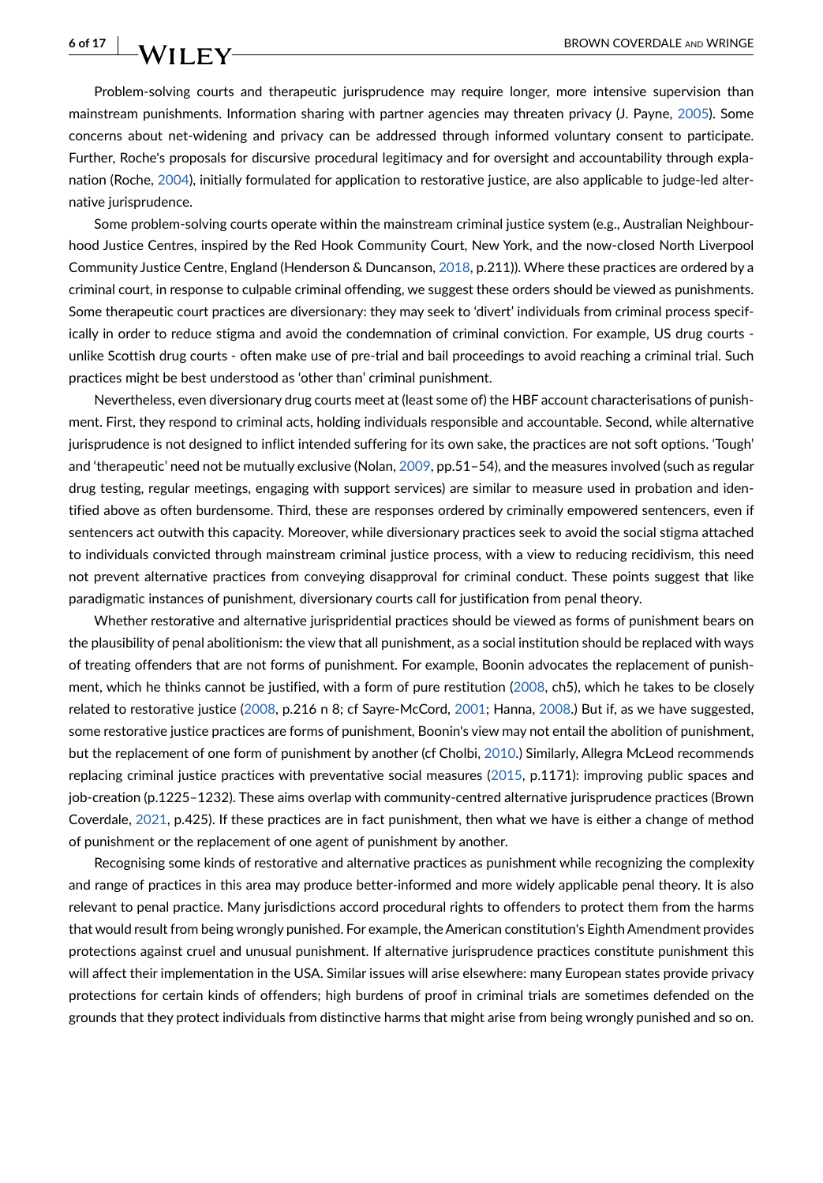Problem-solving courts and therapeutic jurisprudence may require longer, more intensive supervision than mainstream punishments. Information sharing with partner agencies may threaten privacy (J. Payne, 2005). Some concerns about net-widening and privacy can be addressed through informed voluntary consent to participate. Further, Roche's proposals for discursive procedural legitimacy and for oversight and accountability through explanation (Roche, 2004), initially formulated for application to restorative justice, are also applicable to judge-led alternative jurisprudence.

Some problem-solving courts operate within the mainstream criminal justice system (e.g., Australian Neighbourhood Justice Centres, inspired by the Red Hook Community Court, New York, and the now-closed North Liverpool Community Justice Centre, England (Henderson & Duncanson, 2018, p.211)). Where these practices are ordered by a criminal court, in response to culpable criminal offending, we suggest these orders should be viewed as punishments. Some therapeutic court practices are diversionary: they may seek to 'divert' individuals from criminal process specifically in order to reduce stigma and avoid the condemnation of criminal conviction. For example, US drug courts - unlike Scottish drug courts - often make use of pre-trial and bail proceedings to avoid reaching a criminal trial. Such practices might be best understood as 'other than' criminal punishment.

Nevertheless, even diversionary drug courts meet at (least some of) the HBF account characterisations of punishment. First, they respond to criminal acts, holding individuals responsible and accountable. Second, while alternative jurisprudence is not designed to inflict intended suffering for its own sake, the practices are not soft options. 'Tough' and 'therapeutic' need not be mutually exclusive (Nolan, 2009, pp.51–54), and the measures involved (such as regular drug testing, regular meetings, engaging with support services) are similar to measure used in probation and identified above as often burdensome. Third, these are responses ordered by criminally empowered sentencers, even if sentencers act outwith this capacity. Moreover, while diversionary practices seek to avoid the social stigma attached to individuals convicted through mainstream criminal justice process, with a view to reducing recidivism, this need not prevent alternative practices from conveying disapproval for criminal conduct. These points suggest that like paradigmatic instances of punishment, diversionary courts call for justification from penal theory.

Whether restorative and alternative jurispridential practices should be viewed as forms of punishment bears on the plausibility of penal abolitionism: the view that all punishment, as a social institution should be replaced with ways of treating offenders that are not forms of punishment. For example, Boonin advocates the replacement of punishment, which he thinks cannot be justified, with a form of pure restitution (2008, ch5), which he takes to be closely related to restorative justice (2008, p.216 n 8; cf Sayre-McCord, 2001; Hanna, 2008.) But if, as we have suggested, some restorative justice practices are forms of punishment, Boonin's view may not entail the abolition of punishment, but the replacement of one form of punishment by another (cf Cholbi, 2010.) Similarly, Allegra McLeod recommends replacing criminal justice practices with preventative social measures (2015, p.1171): improving public spaces and job-creation (p.1225–1232). These aims overlap with community-centred alternative jurisprudence practices (Brown Coverdale, 2021, p.425). If these practices are in fact punishment, then what we have is either a change of method of punishment or the replacement of one agent of punishment by another.

Recognising some kinds of restorative and alternative practices as punishment while recognizing the complexity and range of practices in this area may produce better-informed and more widely applicable penal theory. It is also relevant to penal practice. Many jurisdictions accord procedural rights to offenders to protect them from the harms that would result from being wrongly punished. For example, the American constitution's Eighth Amendment provides protections against cruel and unusual punishment. If alternative jurisprudence practices constitute punishment this will affect their implementation in the USA. Similar issues will arise elsewhere: many European states provide privacy protections for certain kinds of offenders; high burdens of proof in criminal trials are sometimes defended on the grounds that they protect individuals from distinctive harms that might arise from being wrongly punished and so on.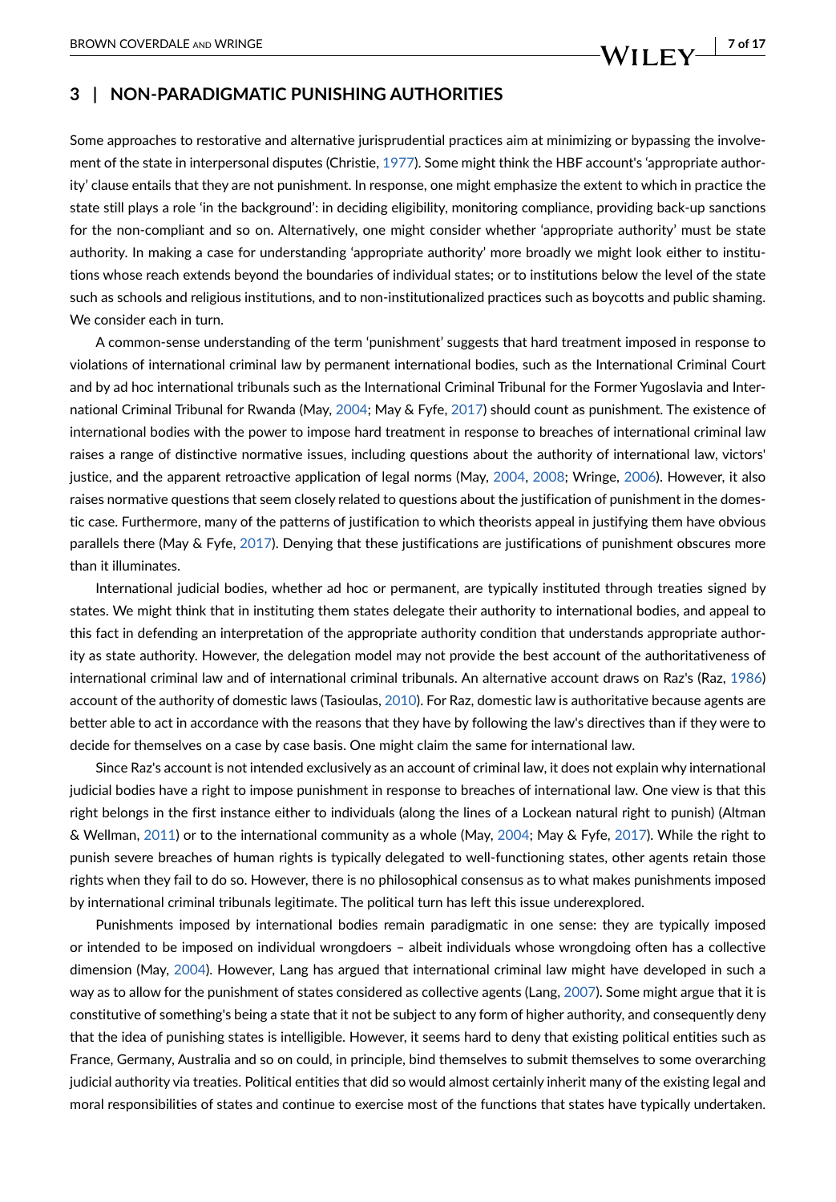## 3 | NON-PARADIGMATIC PUNISHING AUTHORITIES

Some approaches to restorative and alternative jurisprudential practices aim at minimizing or bypassing the involvement of the state in interpersonal disputes (Christie, 1977). Some might think the HBF account's 'appropriate authority' clause entails that they are not punishment. In response, one might emphasize the extent to which in practice the state still plays a role 'in the background': in deciding eligibility, monitoring compliance, providing back-up sanctions for the non-compliant and so on. Alternatively, one might consider whether 'appropriate authority' must be state authority. In making a case for understanding 'appropriate authority' more broadly we might look either to institutions whose reach extends beyond the boundaries of individual states; or to institutions below the level of the state such as schools and religious institutions, and to non-institutionalized practices such as boycotts and public shaming. We consider each in turn.

A common-sense understanding of the term 'punishment' suggests that hard treatment imposed in response to violations of international criminal law by permanent international bodies, such as the International Criminal Court and by ad hoc international tribunals such as the International Criminal Tribunal for the Former Yugoslavia and International Criminal Tribunal for Rwanda (May, 2004; May & Fyfe, 2017) should count as punishment. The existence of international bodies with the power to impose hard treatment in response to breaches of international criminal law raises a range of distinctive normative issues, including questions about the authority of international law, victors' justice, and the apparent retroactive application of legal norms (May, 2004, 2008; Wringe, 2006). However, it also raises normative questions that seem closely related to questions about the justification of punishment in the domestic case. Furthermore, many of the patterns of justification to which theorists appeal in justifying them have obvious parallels there (May & Fyfe, 2017). Denying that these justifications are justifications of punishment obscures more than it illuminates.

International judicial bodies, whether ad hoc or permanent, are typically instituted through treaties signed by states. We might think that in instituting them states delegate their authority to international bodies, and appeal to this fact in defending an interpretation of the appropriate authority condition that understands appropriate authority as state authority. However, the delegation model may not provide the best account of the authoritativeness of international criminal law and of international criminal tribunals. An alternative account draws on Raz's (Raz, 1986) account of the authority of domestic laws (Tasioulas, 2010). For Raz, domestic law is authoritative because agents are better able to act in accordance with the reasons that they have by following the law's directives than if they were to decide for themselves on a case by case basis. One might claim the same for international law.

Since Raz's account is not intended exclusively as an account of criminal law, it does not explain why international judicial bodies have a right to impose punishment in response to breaches of international law. One view is that this right belongs in the first instance either to individuals (along the lines of a Lockean natural right to punish) (Altman & Wellman, 2011) or to the international community as a whole (May, 2004; May & Fyfe, 2017). While the right to punish severe breaches of human rights is typically delegated to well-functioning states, other agents retain those rights when they fail to do so. However, there is no philosophical consensus as to what makes punishments imposed by international criminal tribunals legitimate. The political turn has left this issue underexplored.

Punishments imposed by international bodies remain paradigmatic in one sense: they are typically imposed or intended to be imposed on individual wrongdoers – albeit individuals whose wrongdoing often has a collective dimension (May, 2004). However, Lang has argued that international criminal law might have developed in such a way as to allow for the punishment of states considered as collective agents (Lang, 2007). Some might argue that it is constitutive of something's being a state that it not be subject to any form of higher authority, and consequently deny that the idea of punishing states is intelligible. However, it seems hard to deny that existing political entities such as France, Germany, Australia and so on could, in principle, bind themselves to submit themselves to some overarching judicial authority via treaties. Political entities that did so would almost certainly inherit many of the existing legal and moral responsibilities of states and continue to exercise most of the functions that states have typically undertaken.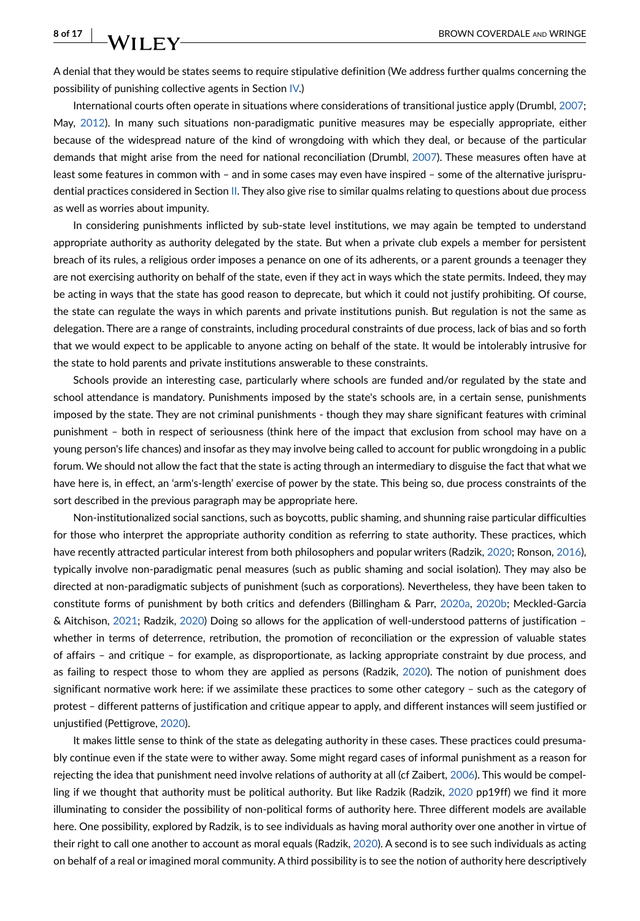A denial that they would be states seems to require stipulative definition (We address further qualms concerning the possibility of punishing collective agents in Section IV.)

International courts often operate in situations where considerations of transitional justice apply (Drumbl, 2007; May, 2012). In many such situations non-paradigmatic punitive measures may be especially appropriate, either because of the widespread nature of the kind of wrongdoing with which they deal, or because of the particular demands that might arise from the need for national reconciliation (Drumbl, 2007). These measures often have at least some features in common with – and in some cases may even have inspired – some of the alternative jurisprudential practices considered in Section II. They also give rise to similar qualms relating to questions about due process as well as worries about impunity.

In considering punishments inflicted by sub-state level institutions, we may again be tempted to understand appropriate authority as authority delegated by the state. But when a private club expels a member for persistent breach of its rules, a religious order imposes a penance on one of its adherents, or a parent grounds a teenager they are not exercising authority on behalf of the state, even if they act in ways which the state permits. Indeed, they may be acting in ways that the state has good reason to deprecate, but which it could not justify prohibiting. Of course, the state can regulate the ways in which parents and private institutions punish. But regulation is not the same as delegation. There are a range of constraints, including procedural constraints of due process, lack of bias and so forth that we would expect to be applicable to anyone acting on behalf of the state. It would be intolerably intrusive for the state to hold parents and private institutions answerable to these constraints.

Schools provide an interesting case, particularly where schools are funded and/or regulated by the state and school attendance is mandatory. Punishments imposed by the state's schools are, in a certain sense, punishments imposed by the state. They are not criminal punishments - though they may share significant features with criminal punishment – both in respect of seriousness (think here of the impact that exclusion from school may have on a young person's life chances) and insofar as they may involve being called to account for public wrongdoing in a public forum. We should not allow the fact that the state is acting through an intermediary to disguise the fact that what we have here is, in effect, an 'arm's-length' exercise of power by the state. This being so, due process constraints of the sort described in the previous paragraph may be appropriate here.

Non-institutionalized social sanctions, such as boycotts, public shaming, and shunning raise particular difficulties for those who interpret the appropriate authority condition as referring to state authority. These practices, which have recently attracted particular interest from both philosophers and popular writers (Radzik, 2020; Ronson, 2016), typically involve non-paradigmatic penal measures (such as public shaming and social isolation). They may also be directed at non-paradigmatic subjects of punishment (such as corporations). Nevertheless, they have been taken to constitute forms of punishment by both critics and defenders (Billingham & Parr, 2020a, 2020b; Meckled-Garcia & Aitchison, 2021; Radzik, 2020) Doing so allows for the application of well-understood patterns of justification – whether in terms of deterrence, retribution, the promotion of reconciliation or the expression of valuable states of affairs – and critique – for example, as disproportionate, as lacking appropriate constraint by due process, and as failing to respect those to whom they are applied as persons (Radzik, 2020). The notion of punishment does significant normative work here: if we assimilate these practices to some other category – such as the category of protest – different patterns of justification and critique appear to apply, and different instances will seem justified or unjustified (Pettigrove, 2020).

It makes little sense to think of the state as delegating authority in these cases. These practices could presumably continue even if the state were to wither away. Some might regard cases of informal punishment as a reason for rejecting the idea that punishment need involve relations of authority at all (cf Zaibert, 2006). This would be compelling if we thought that authority must be political authority. But like Radzik (Radzik, 2020 pp19ff) we find it more illuminating to consider the possibility of non-political forms of authority here. Three different models are available here. One possibility, explored by Radzik, is to see individuals as having moral authority over one another in virtue of their right to call one another to account as moral equals (Radzik, 2020). A second is to see such individuals as acting on behalf of a real or imagined moral community. A third possibility is to see the notion of authority here descriptively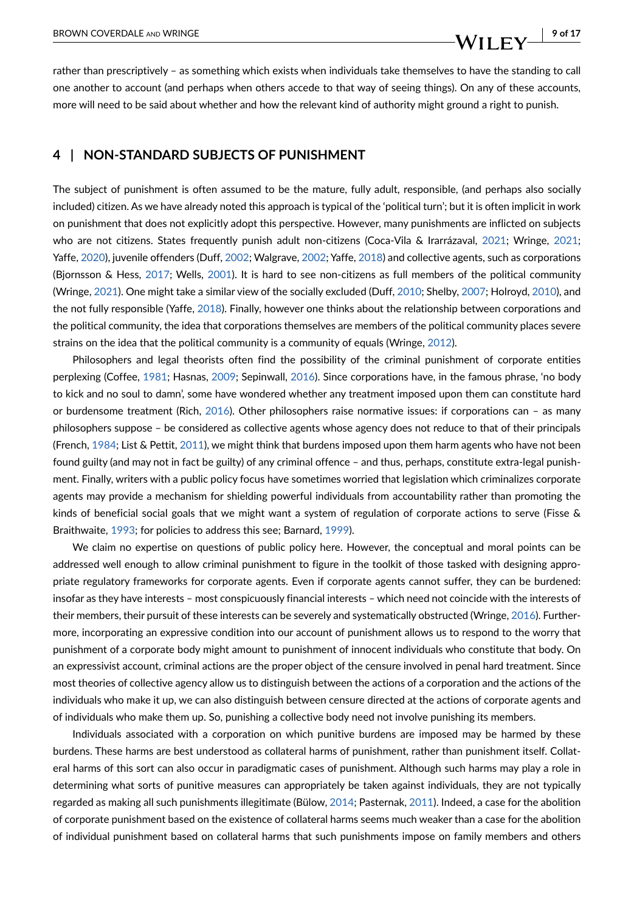rather than prescriptively – as something which exists when individuals take themselves to have the standing to call one another to account (and perhaps when others accede to that way of seeing things). On any of these accounts, more will need to be said about whether and how the relevant kind of authority might ground a right to punish.

## 4 | NON-STANDARD SUBJECTS OF PUNISHMENT

The subject of punishment is often assumed to be the mature, fully adult, responsible, (and perhaps also socially included) citizen. As we have already noted this approach is typical of the 'political turn'; but it is often implicit in work on punishment that does not explicitly adopt this perspective. However, many punishments are inflicted on subjects who are not citizens. States frequently punish adult non-citizens (Coca-Vila & Irarrázaval, 2021; Wringe, 2021; Yaffe, 2020), juvenile offenders (Duff, 2002; Walgrave, 2002; Yaffe, 2018) and collective agents, such as corporations (Bjornsson & Hess, 2017; Wells, 2001). It is hard to see non-citizens as full members of the political community (Wringe, 2021). One might take a similar view of the socially excluded (Duff, 2010; Shelby, 2007; Holroyd, 2010), and the not fully responsible (Yaffe, 2018). Finally, however one thinks about the relationship between corporations and the political community, the idea that corporations themselves are members of the political community places severe strains on the idea that the political community is a community of equals (Wringe, 2012).

Philosophers and legal theorists often find the possibility of the criminal punishment of corporate entities perplexing (Coffee, 1981; Hasnas, 2009; Sepinwall, 2016). Since corporations have, in the famous phrase, 'no body to kick and no soul to damn', some have wondered whether any treatment imposed upon them can constitute hard or burdensome treatment (Rich, 2016). Other philosophers raise normative issues: if corporations can – as many philosophers suppose – be considered as collective agents whose agency does not reduce to that of their principals (French, 1984; List & Pettit, 2011), we might think that burdens imposed upon them harm agents who have not been found guilty (and may not in fact be guilty) of any criminal offence – and thus, perhaps, constitute extra-legal punishment. Finally, writers with a public policy focus have sometimes worried that legislation which criminalizes corporate agents may provide a mechanism for shielding powerful individuals from accountability rather than promoting the kinds of beneficial social goals that we might want a system of regulation of corporate actions to serve (Fisse & Braithwaite, 1993; for policies to address this see; Barnard, 1999).

We claim no expertise on questions of public policy here. However, the conceptual and moral points can be addressed well enough to allow criminal punishment to figure in the toolkit of those tasked with designing appropriate regulatory frameworks for corporate agents. Even if corporate agents cannot suffer, they can be burdened: insofar as they have interests – most conspicuously financial interests – which need not coincide with the interests of their members, their pursuit of these interests can be severely and systematically obstructed (Wringe, 2016). Furthermore, incorporating an expressive condition into our account of punishment allows us to respond to the worry that punishment of a corporate body might amount to punishment of innocent individuals who constitute that body. On an expressivist account, criminal actions are the proper object of the censure involved in penal hard treatment. Since most theories of collective agency allow us to distinguish between the actions of a corporation and the actions of the individuals who make it up, we can also distinguish between censure directed at the actions of corporate agents and of individuals who make them up. So, punishing a collective body need not involve punishing its members.

Individuals associated with a corporation on which punitive burdens are imposed may be harmed by these burdens. These harms are best understood as collateral harms of punishment, rather than punishment itself. Collateral harms of this sort can also occur in paradigmatic cases of punishment. Although such harms may play a role in determining what sorts of punitive measures can appropriately be taken against individuals, they are not typically regarded as making all such punishments illegitimate (Bülow, 2014; Pasternak, 2011). Indeed, a case for the abolition of corporate punishment based on the existence of collateral harms seems much weaker than a case for the abolition of individual punishment based on collateral harms that such punishments impose on family members and others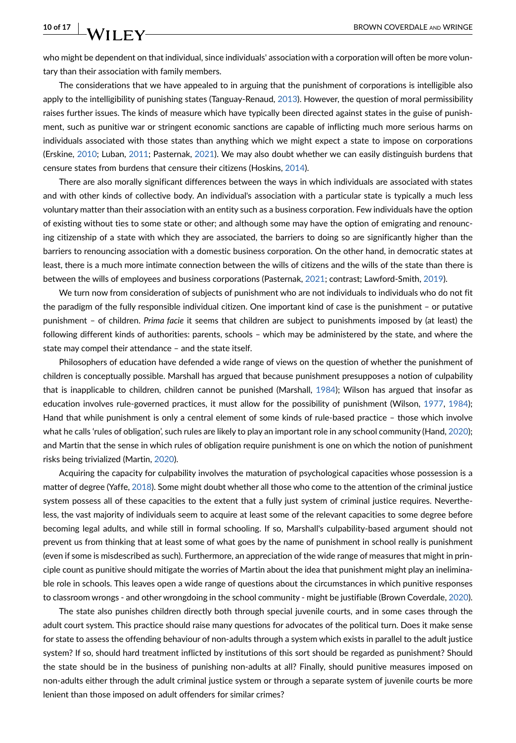who might be dependent on that individual, since individuals' association with a corporation will often be more voluntary than their association with family members.

The considerations that we have appealed to in arguing that the punishment of corporations is intelligible also apply to the intelligibility of punishing states (Tanguay-Renaud, 2013). However, the question of moral permissibility raises further issues. The kinds of measure which have typically been directed against states in the guise of punishment, such as punitive war or stringent economic sanctions are capable of inflicting much more serious harms on individuals associated with those states than anything which we might expect a state to impose on corporations (Erskine, 2010; Luban, 2011; Pasternak, 2021). We may also doubt whether we can easily distinguish burdens that censure states from burdens that censure their citizens (Hoskins, 2014).

There are also morally significant differences between the ways in which individuals are associated with states and with other kinds of collective body. An individual's association with a particular state is typically a much less voluntary matter than their association with an entity such as a business corporation. Few individuals have the option of existing without ties to some state or other; and although some may have the option of emigrating and renouncing citizenship of a state with which they are associated, the barriers to doing so are significantly higher than the barriers to renouncing association with a domestic business corporation. On the other hand, in democratic states at least, there is a much more intimate connection between the wills of citizens and the wills of the state than there is between the wills of employees and business corporations (Pasternak, 2021; contrast; Lawford-Smith, 2019).

We turn now from consideration of subjects of punishment who are not individuals to individuals who do not fit the paradigm of the fully responsible individual citizen. One important kind of case is the punishment – or putative punishment – of children. *Prima facie* it seems that children are subject to punishments imposed by (at least) the following different kinds of authorities: parents, schools – which may be administered by the state, and where the state may compel their attendance – and the state itself.

Philosophers of education have defended a wide range of views on the question of whether the punishment of children is conceptually possible. Marshall has argued that because punishment presupposes a notion of culpability that is inapplicable to children, children cannot be punished (Marshall, 1984); Wilson has argued that insofar as education involves rule-governed practices, it must allow for the possibility of punishment (Wilson, 1977, 1984); Hand that while punishment is only a central element of some kinds of rule-based practice – those which involve what he calls 'rules of obligation', such rules are likely to play an important role in any school community (Hand, 2020); and Martin that the sense in which rules of obligation require punishment is one on which the notion of punishment risks being trivialized (Martin, 2020).

Acquiring the capacity for culpability involves the maturation of psychological capacities whose possession is a matter of degree (Yaffe, 2018). Some might doubt whether all those who come to the attention of the criminal justice system possess all of these capacities to the extent that a fully just system of criminal justice requires. Nevertheless, the vast majority of individuals seem to acquire at least some of the relevant capacities to some degree before becoming legal adults, and while still in formal schooling. If so, Marshall's culpability-based argument should not prevent us from thinking that at least some of what goes by the name of punishment in school really is punishment (even if some is misdescribed as such). Furthermore, an appreciation of the wide range of measures that might in principle count as punitive should mitigate the worries of Martin about the idea that punishment might play an ineliminable role in schools. This leaves open a wide range of questions about the circumstances in which punitive responses to classroom wrongs - and other wrongdoing in the school community - might be justifiable (Brown Coverdale, 2020).

The state also punishes children directly both through special juvenile courts, and in some cases through the adult court system. This practice should raise many questions for advocates of the political turn. Does it make sense for state to assess the offending behaviour of non-adults through a system which exists in parallel to the adult justice system? If so, should hard treatment inflicted by institutions of this sort should be regarded as punishment? Should the state should be in the business of punishing non-adults at all? Finally, should punitive measures imposed on non-adults either through the adult criminal justice system or through a separate system of juvenile courts be more lenient than those imposed on adult offenders for similar crimes?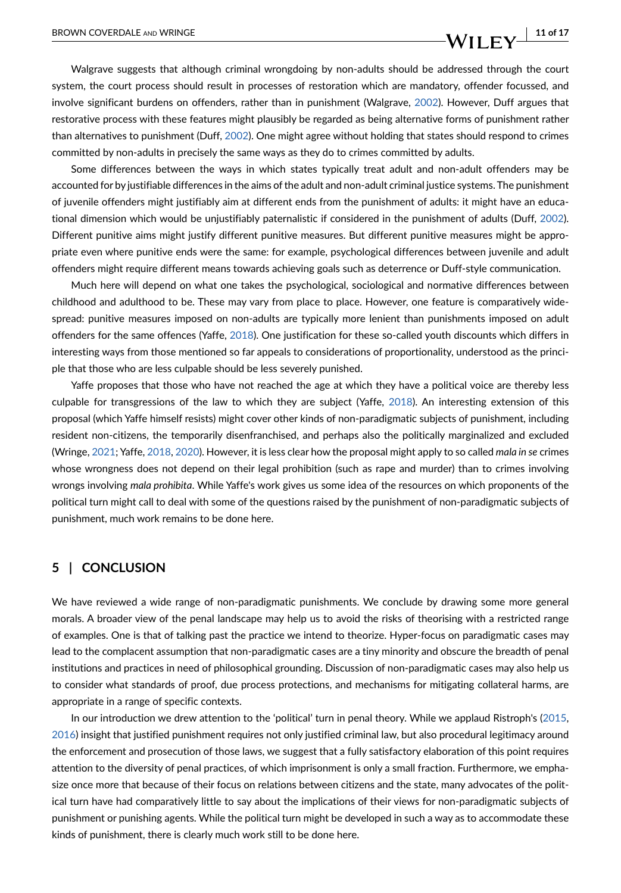Walgrave suggests that although criminal wrongdoing by non-adults should be addressed through the court system, the court process should result in processes of restoration which are mandatory, offender focussed, and involve significant burdens on offenders, rather than in punishment (Walgrave, 2002). However, Duff argues that restorative process with these features might plausibly be regarded as being alternative forms of punishment rather than alternatives to punishment (Duff, 2002). One might agree without holding that states should respond to crimes committed by non-adults in precisely the same ways as they do to crimes committed by adults.

Some differences between the ways in which states typically treat adult and non-adult offenders may be accounted for by justifiable differences in the aims of the adult and non-adult criminal justice systems. The punishment of juvenile offenders might justifiably aim at different ends from the punishment of adults: it might have an educational dimension which would be unjustifiably paternalistic if considered in the punishment of adults (Duff, 2002). Different punitive aims might justify different punitive measures. But different punitive measures might be appropriate even where punitive ends were the same: for example, psychological differences between juvenile and adult offenders might require different means towards achieving goals such as deterrence or Duff-style communication.

Much here will depend on what one takes the psychological, sociological and normative differences between childhood and adulthood to be. These may vary from place to place. However, one feature is comparatively widespread: punitive measures imposed on non-adults are typically more lenient than punishments imposed on adult offenders for the same offences (Yaffe, 2018). One justification for these so-called youth discounts which differs in interesting ways from those mentioned so far appeals to considerations of proportionality, understood as the principle that those who are less culpable should be less severely punished.

Yaffe proposes that those who have not reached the age at which they have a political voice are thereby less culpable for transgressions of the law to which they are subject (Yaffe, 2018). An interesting extension of this proposal (which Yaffe himself resists) might cover other kinds of non-paradigmatic subjects of punishment, including resident non-citizens, the temporarily disenfranchised, and perhaps also the politically marginalized and excluded (Wringe, 2021; Yaffe, 2018, 2020). However, it is less clear how the proposal might apply to so called *mala in se* crimes whose wrongness does not depend on their legal prohibition (such as rape and murder) than to crimes involving wrongs involving *mala prohibita*. While Yaffe's work gives us some idea of the resources on which proponents of the political turn might call to deal with some of the questions raised by the punishment of non-paradigmatic subjects of punishment, much work remains to be done here.

## 5 | CONCLUSION

We have reviewed a wide range of non-paradigmatic punishments. We conclude by drawing some more general morals. A broader view of the penal landscape may help us to avoid the risks of theorising with a restricted range of examples. One is that of talking past the practice we intend to theorize. Hyper-focus on paradigmatic cases may lead to the complacent assumption that non-paradigmatic cases are a tiny minority and obscure the breadth of penal institutions and practices in need of philosophical grounding. Discussion of non-paradigmatic cases may also help us to consider what standards of proof, due process protections, and mechanisms for mitigating collateral harms, are appropriate in a range of specific contexts.

In our introduction we drew attention to the 'political' turn in penal theory. While we applaud Ristroph's (2015, 2016) insight that justified punishment requires not only justified criminal law, but also procedural legitimacy around the enforcement and prosecution of those laws, we suggest that a fully satisfactory elaboration of this point requires attention to the diversity of penal practices, of which imprisonment is only a small fraction. Furthermore, we emphasize once more that because of their focus on relations between citizens and the state, many advocates of the political turn have had comparatively little to say about the implications of their views for non-paradigmatic subjects of punishment or punishing agents. While the political turn might be developed in such a way as to accommodate these kinds of punishment, there is clearly much work still to be done here.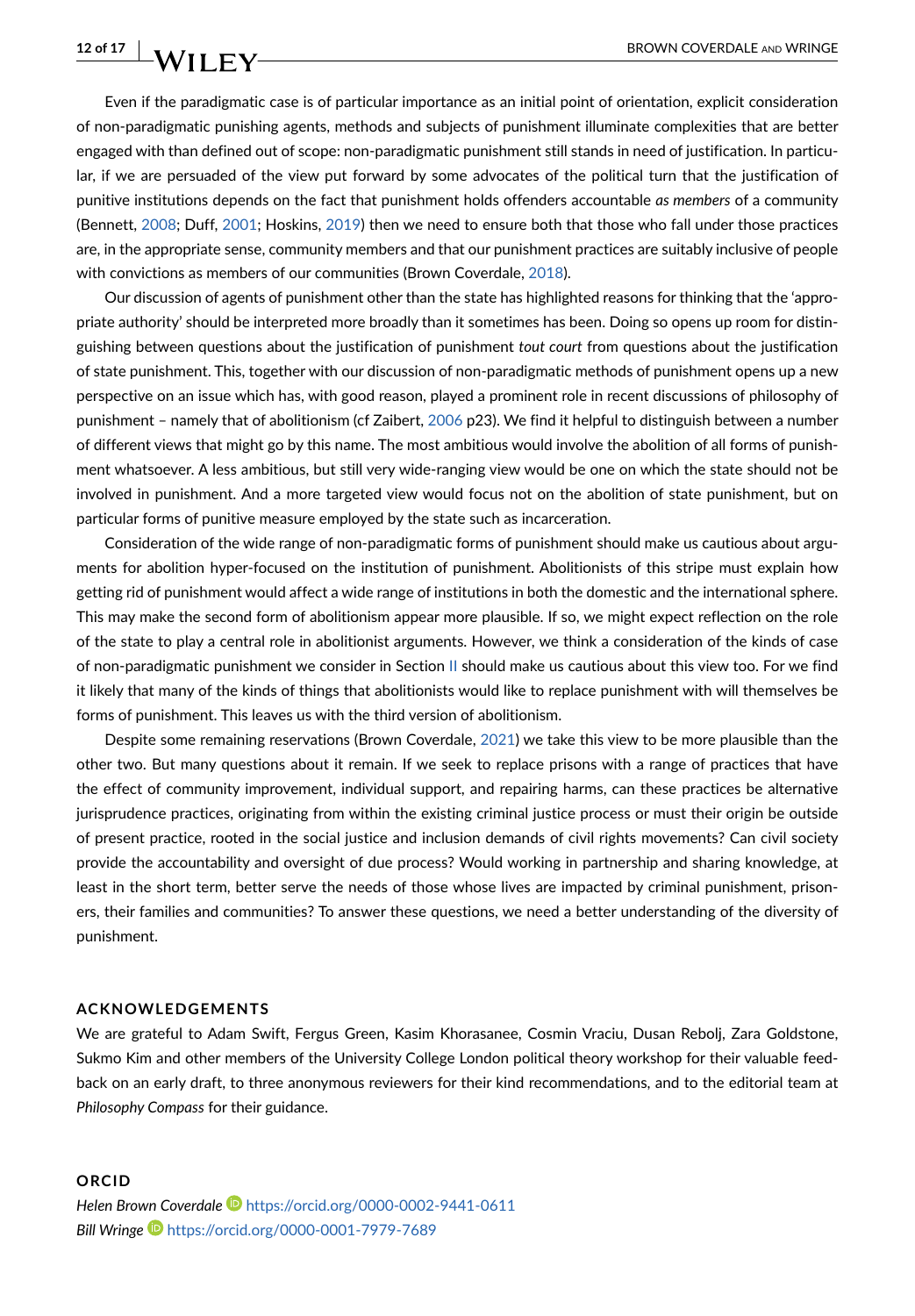Even if the paradigmatic case is of particular importance as an initial point of orientation, explicit consideration of non-paradigmatic punishing agents, methods and subjects of punishment illuminate complexities that are better engaged with than defined out of scope: non-paradigmatic punishment still stands in need of justification. In particular, if we are persuaded of the view put forward by some advocates of the political turn that the justification of punitive institutions depends on the fact that punishment holds offenders accountable *as members* of a community (Bennett, 2008; Duff, 2001; Hoskins, 2019) then we need to ensure both that those who fall under those practices are, in the appropriate sense, community members and that our punishment practices are suitably inclusive of people with convictions as members of our communities (Brown Coverdale, 2018).

Our discussion of agents of punishment other than the state has highlighted reasons for thinking that the 'appropriate authority' should be interpreted more broadly than it sometimes has been. Doing so opens up room for distinguishing between questions about the justification of punishment *tout court* from questions about the justification of state punishment. This, together with our discussion of non-paradigmatic methods of punishment opens up a new perspective on an issue which has, with good reason, played a prominent role in recent discussions of philosophy of punishment – namely that of abolitionism (cf Zaibert, 2006 p23). We find it helpful to distinguish between a number of different views that might go by this name. The most ambitious would involve the abolition of all forms of punishment whatsoever. A less ambitious, but still very wide-ranging view would be one on which the state should not be involved in punishment. And a more targeted view would focus not on the abolition of state punishment, but on particular forms of punitive measure employed by the state such as incarceration.

Consideration of the wide range of non-paradigmatic forms of punishment should make us cautious about arguments for abolition hyper-focused on the institution of punishment. Abolitionists of this stripe must explain how getting rid of punishment would affect a wide range of institutions in both the domestic and the international sphere. This may make the second form of abolitionism appear more plausible. If so, we might expect reflection on the role of the state to play a central role in abolitionist arguments. However, we think a consideration of the kinds of case of non-paradigmatic punishment we consider in Section II should make us cautious about this view too. For we find it likely that many of the kinds of things that abolitionists would like to replace punishment with will themselves be forms of punishment. This leaves us with the third version of abolitionism.

Despite some remaining reservations (Brown Coverdale, 2021) we take this view to be more plausible than the other two. But many questions about it remain. If we seek to replace prisons with a range of practices that have the effect of community improvement, individual support, and repairing harms, can these practices be alternative jurisprudence practices, originating from within the existing criminal justice process or must their origin be outside of present practice, rooted in the social justice and inclusion demands of civil rights movements? Can civil society provide the accountability and oversight of due process? Would working in partnership and sharing knowledge, at least in the short term, better serve the needs of those whose lives are impacted by criminal punishment, prisoners, their families and communities? To answer these questions, we need a better understanding of the diversity of punishment.

## ACKNOWLEDGEMENTS

We are grateful to Adam Swift, Fergus Green, Kasim Khorasanee, Cosmin Vraciu, Dusan Rebolj, Zara Goldstone, Sukmo Kim and other members of the University College London political theory workshop for their valuable feedback on an early draft, to three anonymous reviewers for their kind recommendations, and to the editorial team at *Philosophy Compass* for their guidance.

## ORCID

*Helen Brown Coverdale* https://orcid.org/0000-0002-9441-0611
*Bill Wringe* https://orcid.org/0000-0001-7979-7689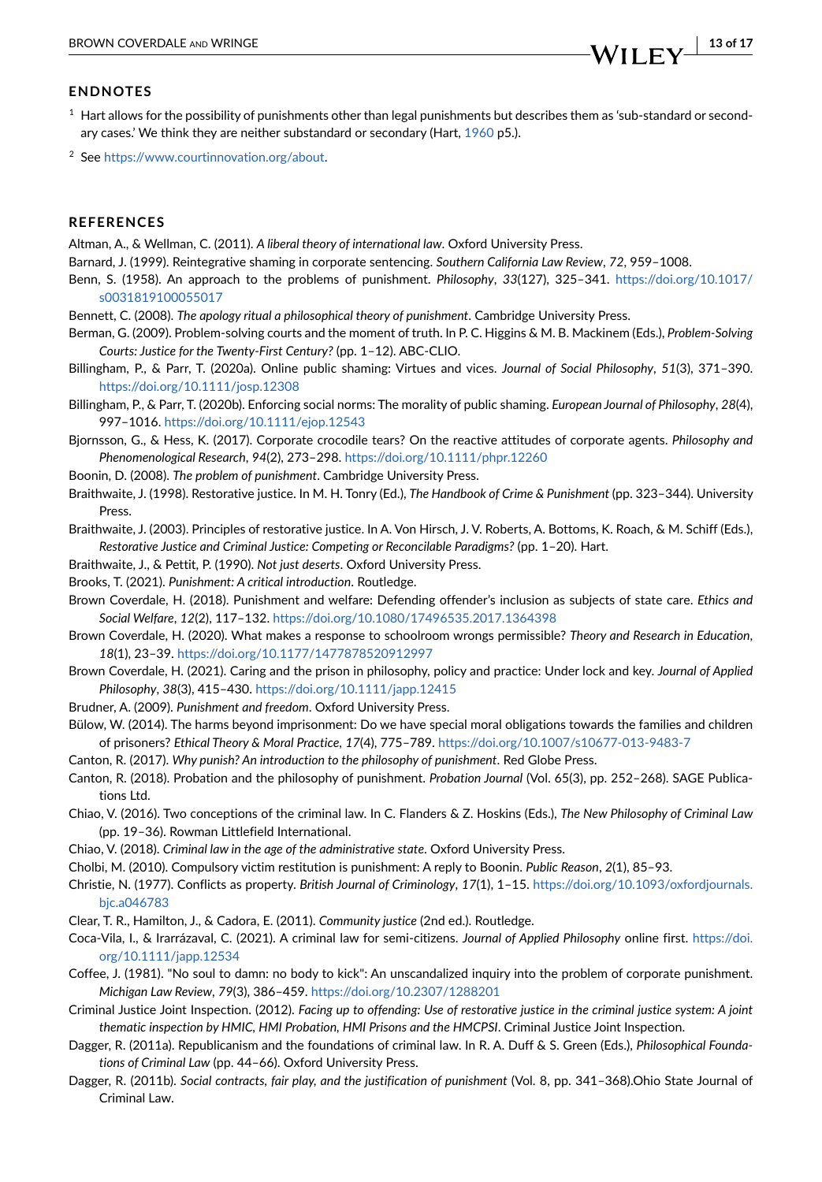## ENDNOTES

[1] Hart allows for the possibility of punishments other than legal punishments but describes them as 'sub-standard or secondary cases.' We think they are neither substandard or secondary (Hart, 1960 p5.).

[2] See https://www.courtinnovation.org/about.

## REFERENCES

Altman, A., & Wellman, C. (2011). *A liberal theory of international law*. Oxford University Press.

Barnard, J. (1999). Reintegrative shaming in corporate sentencing. *Southern California Law Review*, *72*, 959–1008.

Benn, S. (1958). An approach to the problems of punishment. *Philosophy*, *33*(127), 325–341. https://doi.org/10.1017/s0031819100055017

Bennett, C. (2008). *The apology ritual a philosophical theory of punishment*. Cambridge University Press.

Berman, G. (2009). Problem-solving courts and the moment of truth. In P. C. Higgins & M. B. Mackinem (Eds.), *Problem-Solving Courts: Justice for the Twenty-First Century?* (pp. 1–12). ABC-CLIO.

Billingham, P., & Parr, T. (2020a). Online public shaming: Virtues and vices. *Journal of Social Philosophy*, *51*(3), 371–390. https://doi.org/10.1111/josp.12308

Billingham, P., & Parr, T. (2020b). Enforcing social norms: The morality of public shaming. *European Journal of Philosophy*, *28*(4), 997–1016. https://doi.org/10.1111/ejop.12543

Bjornsson, G., & Hess, K. (2017). Corporate crocodile tears? On the reactive attitudes of corporate agents. *Philosophy and Phenomenological Research*, *94*(2), 273–298. https://doi.org/10.1111/phpr.12260

Boonin, D. (2008). *The problem of punishment*. Cambridge University Press.

Braithwaite, J. (1998). Restorative justice. In M. H. Tonry (Ed.), *The Handbook of Crime & Punishment* (pp. 323–344). University Press.

Braithwaite, J. (2003). Principles of restorative justice. In A. Von Hirsch, J. V. Roberts, A. Bottoms, K. Roach, & M. Schiff (Eds.), *Restorative Justice and Criminal Justice: Competing or Reconcilable Paradigms?* (pp. 1–20). Hart.

Braithwaite, J., & Pettit, P. (1990). *Not just deserts*. Oxford University Press.

Brooks, T. (2021). *Punishment: A critical introduction*. Routledge.

Brown Coverdale, H. (2018). Punishment and welfare: Defending offender's inclusion as subjects of state care. *Ethics and Social Welfare*, *12*(2), 117–132. https://doi.org/10.1080/17496535.2017.1364398

Brown Coverdale, H. (2020). What makes a response to schoolroom wrongs permissible? *Theory and Research in Education*, *18*(1), 23–39. https://doi.org/10.1177/1477878520912997

Brown Coverdale, H. (2021). Caring and the prison in philosophy, policy and practice: Under lock and key. *Journal of Applied Philosophy*, *38*(3), 415–430. https://doi.org/10.1111/japp.12415

Brudner, A. (2009). *Punishment and freedom*. Oxford University Press.

Bülow, W. (2014). The harms beyond imprisonment: Do we have special moral obligations towards the families and children of prisoners? *Ethical Theory & Moral Practice*, *17*(4), 775–789. https://doi.org/10.1007/s10677-013-9483-7

Canton, R. (2017). *Why punish? An introduction to the philosophy of punishment*. Red Globe Press.

Canton, R. (2018). Probation and the philosophy of punishment. *Probation Journal* (Vol. 65(3), pp. 252–268). SAGE Publications Ltd.

Chiao, V. (2016). Two conceptions of the criminal law. In C. Flanders & Z. Hoskins (Eds.), *The New Philosophy of Criminal Law* (pp. 19–36). Rowman Littlefield International.

Chiao, V. (2018). *Criminal law in the age of the administrative state*. Oxford University Press.

Cholbi, M. (2010). Compulsory victim restitution is punishment: A reply to Boonin. *Public Reason*, *2*(1), 85–93.

Christie, N. (1977). Conflicts as property. *British Journal of Criminology*, *17*(1), 1–15. https://doi.org/10.1093/oxfordjournals.bjc.a046783

Clear, T. R., Hamilton, J., & Cadora, E. (2011). *Community justice* (2nd ed.). Routledge.

Coca-Vila, I., & Irarrázaval, C. (2021). A criminal law for semi-citizens. *Journal of Applied Philosophy* online first. https://doi.org/10.1111/japp.12534

Coffee, J. (1981). "No soul to damn: no body to kick": An unscandalized inquiry into the problem of corporate punishment. *Michigan Law Review*, *79*(3), 386–459. https://doi.org/10.2307/1288201

Criminal Justice Joint Inspection. (2012). *Facing up to offending: Use of restorative justice in the criminal justice system: A joint thematic inspection by HMIC, HMI Probation, HMI Prisons and the HMCPSI*. Criminal Justice Joint Inspection.

Dagger, R. (2011a). Republicanism and the foundations of criminal law. In R. A. Duff & S. Green (Eds.), *Philosophical Foundations of Criminal Law* (pp. 44–66). Oxford University Press.

Dagger, R. (2011b). *Social contracts, fair play, and the justification of punishment* (Vol. 8, pp. 341–368).Ohio State Journal of Criminal Law.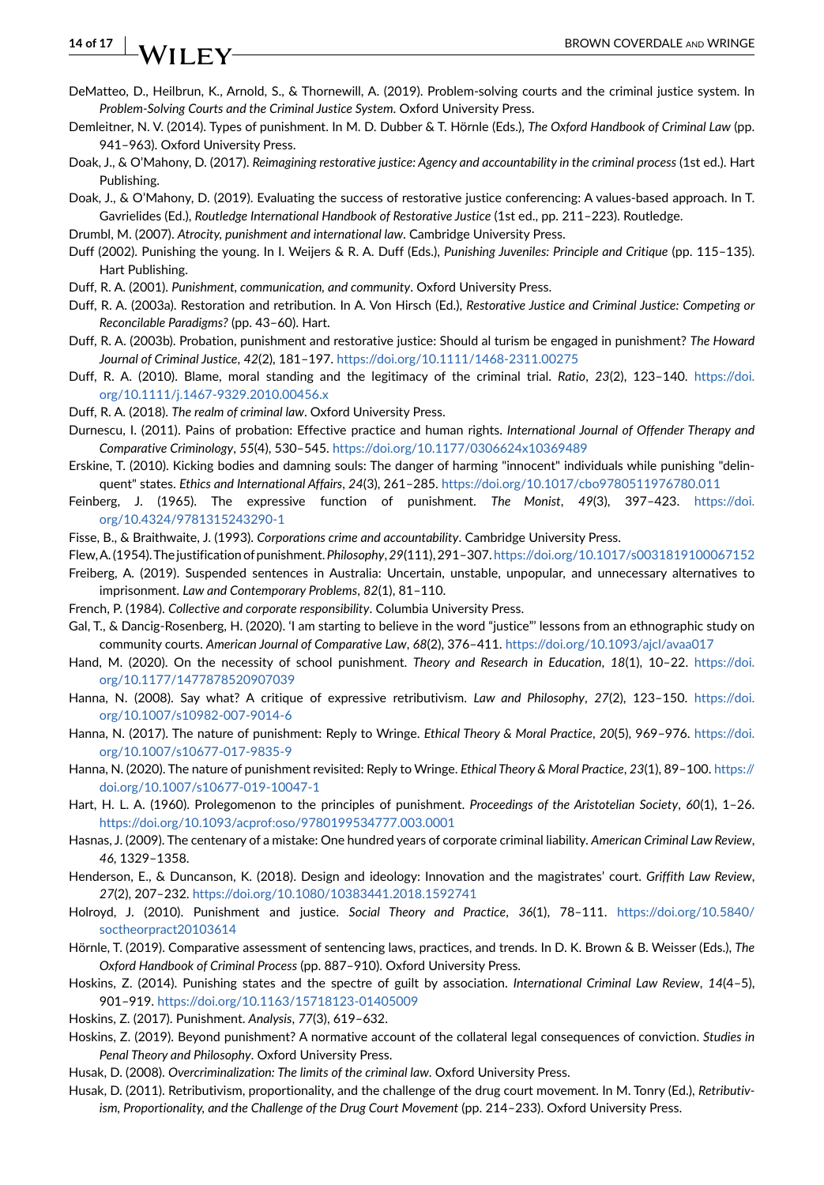DeMatteo, D., Heilbrun, K., Arnold, S., & Thornewill, A. (2019). Problem-solving courts and the criminal justice system. In *Problem-Solving Courts and the Criminal Justice System*. Oxford University Press.

Demleitner, N. V. (2014). Types of punishment. In M. D. Dubber & T. Hörnle (Eds.), *The Oxford Handbook of Criminal Law* (pp. 941–963). Oxford University Press.

Doak, J., & O'Mahony, D. (2017). *Reimagining restorative justice: Agency and accountability in the criminal process* (1st ed.). Hart Publishing.

Doak, J., & O'Mahony, D. (2019). Evaluating the success of restorative justice conferencing: A values-based approach. In T. Gavrielides (Ed.), *Routledge International Handbook of Restorative Justice* (1st ed., pp. 211–223). Routledge.

Drumbl, M. (2007). *Atrocity, punishment and international law*. Cambridge University Press.

Duff (2002). Punishing the young. In I. Weijers & R. A. Duff (Eds.), *Punishing Juveniles: Principle and Critique* (pp. 115–135). Hart Publishing.

Duff, R. A. (2001). *Punishment, communication, and community*. Oxford University Press.

Duff, R. A. (2003a). Restoration and retribution. In A. Von Hirsch (Ed.), *Restorative Justice and Criminal Justice: Competing or Reconcilable Paradigms?* (pp. 43–60). Hart.

Duff, R. A. (2003b). Probation, punishment and restorative justice: Should al turism be engaged in punishment? *The Howard Journal of Criminal Justice*, *42*(2), 181–197. https://doi.org/10.1111/1468-2311.00275

Duff, R. A. (2010). Blame, moral standing and the legitimacy of the criminal trial. *Ratio*, *23*(2), 123–140. https://doi.org/10.1111/j.1467-9329.2010.00456.x

Duff, R. A. (2018). *The realm of criminal law*. Oxford University Press.

Durnescu, I. (2011). Pains of probation: Effective practice and human rights. *International Journal of Offender Therapy and Comparative Criminology*, *55*(4), 530–545. https://doi.org/10.1177/0306624x10369489

Erskine, T. (2010). Kicking bodies and damning souls: The danger of harming "innocent" individuals while punishing "delinquent" states. *Ethics and International Affairs*, *24*(3), 261–285. https://doi.org/10.1017/cbo9780511976780.011

Feinberg, J. (1965). The expressive function of punishment. *The Monist*, *49*(3), 397–423. https://doi.org/10.4324/9781315243290-1

Fisse, B., & Braithwaite, J. (1993). *Corporations crime and accountability*. Cambridge University Press.

Flew, A. (1954). The justification of punishment. *Philosophy*, *29*(111), 291–307. https://doi.org/10.1017/s0031819100067152

Freiberg, A. (2019). Suspended sentences in Australia: Uncertain, unstable, unpopular, and unnecessary alternatives to imprisonment. *Law and Contemporary Problems*, *82*(1), 81–110.

French, P. (1984). *Collective and corporate responsibility*. Columbia University Press.

Gal, T., & Dancig-Rosenberg, H. (2020). 'I am starting to believe in the word "justice"' lessons from an ethnographic study on community courts. *American Journal of Comparative Law*, *68*(2), 376–411. https://doi.org/10.1093/ajcl/avaa017

Hand, M. (2020). On the necessity of school punishment. *Theory and Research in Education*, *18*(1), 10–22. https://doi.org/10.1177/1477878520907039

Hanna, N. (2008). Say what? A critique of expressive retributivism. *Law and Philosophy*, *27*(2), 123–150. https://doi.org/10.1007/s10982-007-9014-6

Hanna, N. (2017). The nature of punishment: Reply to Wringe. *Ethical Theory & Moral Practice*, *20*(5), 969–976. https://doi.org/10.1007/s10677-017-9835-9

Hanna, N. (2020). The nature of punishment revisited: Reply to Wringe. *Ethical Theory & Moral Practice*, *23*(1), 89–100. https://doi.org/10.1007/s10677-019-10047-1

Hart, H. L. A. (1960). Prolegomenon to the principles of punishment. *Proceedings of the Aristotelian Society*, *60*(1), 1–26. https://doi.org/10.1093/acprof:oso/9780199534777.003.0001

Hasnas, J. (2009). The centenary of a mistake: One hundred years of corporate criminal liability. *American Criminal Law Review*, *46*, 1329–1358.

Henderson, E., & Duncanson, K. (2018). Design and ideology: Innovation and the magistrates' court. *Griffith Law Review*, *27*(2), 207–232. https://doi.org/10.1080/10383441.2018.1592741

Holroyd, J. (2010). Punishment and justice. *Social Theory and Practice*, *36*(1), 78–111. https://doi.org/10.5840/soctheorpract20103614

Hörnle, T. (2019). Comparative assessment of sentencing laws, practices, and trends. In D. K. Brown & B. Weisser (Eds.), *The Oxford Handbook of Criminal Process* (pp. 887–910). Oxford University Press.

Hoskins, Z. (2014). Punishing states and the spectre of guilt by association. *International Criminal Law Review*, *14*(4–5), 901–919. https://doi.org/10.1163/15718123-01405009

Hoskins, Z. (2017). Punishment. *Analysis*, *77*(3), 619–632.

Hoskins, Z. (2019). Beyond punishment? A normative account of the collateral legal consequences of conviction. *Studies in Penal Theory and Philosophy*. Oxford University Press.

Husak, D. (2008). *Overcriminalization: The limits of the criminal law*. Oxford University Press.

Husak, D. (2011). Retributivism, proportionality, and the challenge of the drug court movement. In M. Tonry (Ed.), *Retributivism, Proportionality, and the Challenge of the Drug Court Movement* (pp. 214–233). Oxford University Press.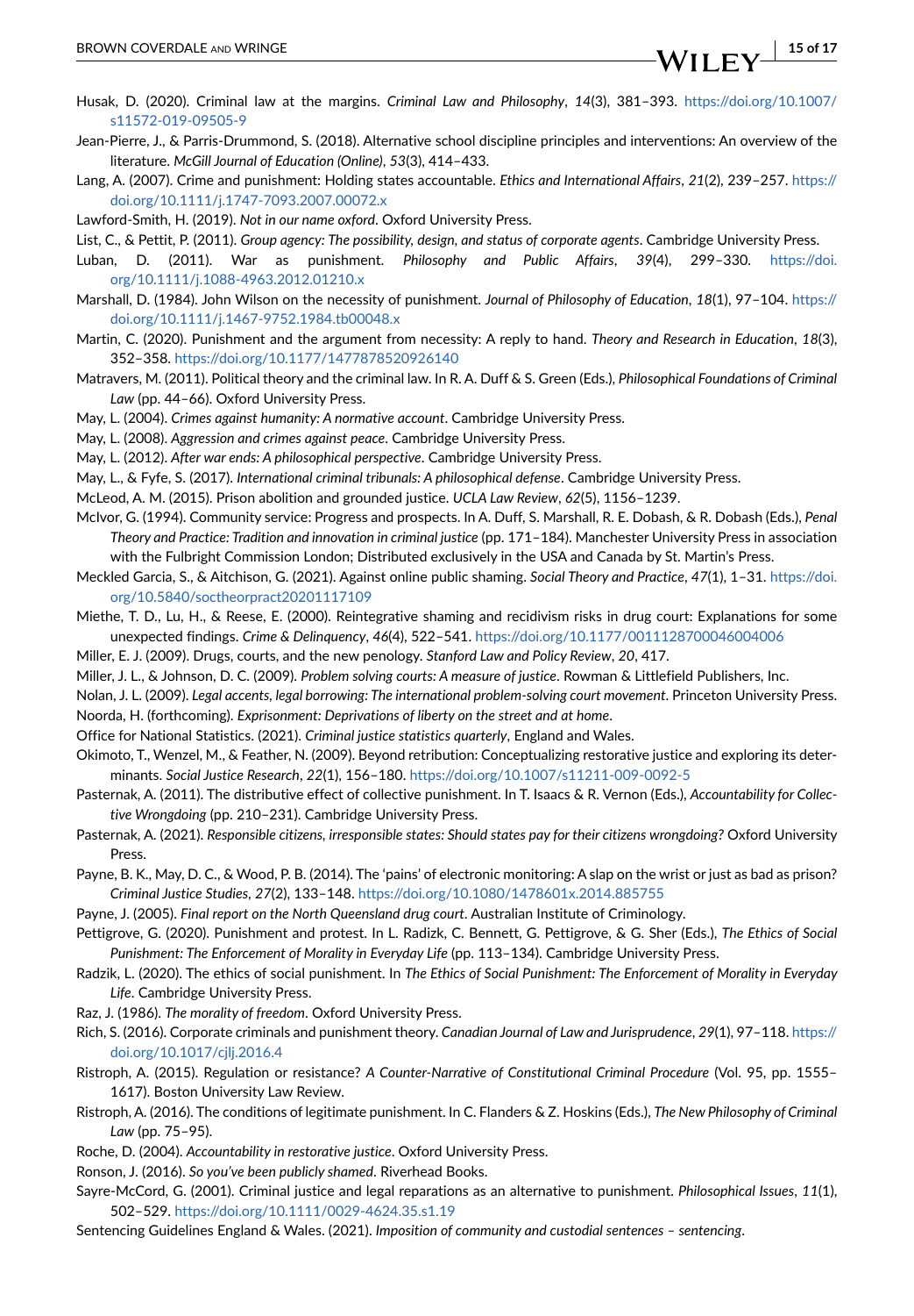Husak, D. (2020). Criminal law at the margins. *Criminal Law and Philosophy*, *14*(3), 381–393. https://doi.org/10.1007/s11572-019-09505-9

Jean-Pierre, J., & Parris-Drummond, S. (2018). Alternative school discipline principles and interventions: An overview of the literature. *McGill Journal of Education (Online)*, *53*(3), 414–433.

Lang, A. (2007). Crime and punishment: Holding states accountable. *Ethics and International Affairs*, *21*(2), 239–257. https://doi.org/10.1111/j.1747-7093.2007.00072.x

Lawford-Smith, H. (2019). *Not in our name oxford*. Oxford University Press.

List, C., & Pettit, P. (2011). *Group agency: The possibility, design, and status of corporate agents*. Cambridge University Press.

Luban, D. (2011). War as punishment. *Philosophy and Public Affairs*, *39*(4), 299–330. https://doi.org/10.1111/j.1088-4963.2012.01210.x

Marshall, D. (1984). John Wilson on the necessity of punishment. *Journal of Philosophy of Education*, *18*(1), 97–104. https://doi.org/10.1111/j.1467-9752.1984.tb00048.x

Martin, C. (2020). Punishment and the argument from necessity: A reply to hand. *Theory and Research in Education*, *18*(3), 352–358. https://doi.org/10.1177/1477878520926140

Matravers, M. (2011). Political theory and the criminal law. In R. A. Duff & S. Green (Eds.), *Philosophical Foundations of Criminal Law* (pp. 44–66). Oxford University Press.

May, L. (2004). *Crimes against humanity: A normative account*. Cambridge University Press.

May, L. (2008). *Aggression and crimes against peace*. Cambridge University Press.

May, L. (2012). *After war ends: A philosophical perspective*. Cambridge University Press.

May, L., & Fyfe, S. (2017). *International criminal tribunals: A philosophical defense*. Cambridge University Press.

McLeod, A. M. (2015). Prison abolition and grounded justice. *UCLA Law Review*, *62*(5), 1156–1239.

McIvor, G. (1994). Community service: Progress and prospects. In A. Duff, S. Marshall, R. E. Dobash, & R. Dobash (Eds.), *Penal Theory and Practice: Tradition and innovation in criminal justice* (pp. 171–184). Manchester University Press in association with the Fulbright Commission London; Distributed exclusively in the USA and Canada by St. Martin's Press.

Meckled Garcia, S., & Aitchison, G. (2021). Against online public shaming. *Social Theory and Practice*, *47*(1), 1–31. https://doi.org/10.5840/soctheorpract20201117109

Miethe, T. D., Lu, H., & Reese, E. (2000). Reintegrative shaming and recidivism risks in drug court: Explanations for some unexpected findings. *Crime & Delinquency*, *46*(4), 522–541. https://doi.org/10.1177/0011128700046004006

Miller, E. J. (2009). Drugs, courts, and the new penology. *Stanford Law and Policy Review*, *20*, 417.

Miller, J. L., & Johnson, D. C. (2009). *Problem solving courts: A measure of justice*. Rowman & Littlefield Publishers, Inc.

Nolan, J. L. (2009). *Legal accents, legal borrowing: The international problem-solving court movement*. Princeton University Press.

Noorda, H. (forthcoming). *Exprisonment: Deprivations of liberty on the street and at home*.

Office for National Statistics. (2021). *Criminal justice statistics quarterly*, England and Wales.

Okimoto, T., Wenzel, M., & Feather, N. (2009). Beyond retribution: Conceptualizing restorative justice and exploring its determinants. *Social Justice Research*, *22*(1), 156–180. https://doi.org/10.1007/s11211-009-0092-5

Pasternak, A. (2011). The distributive effect of collective punishment. In T. Isaacs & R. Vernon (Eds.), *Accountability for Collective Wrongdoing* (pp. 210–231). Cambridge University Press.

Pasternak, A. (2021). *Responsible citizens, irresponsible states: Should states pay for their citizens wrongdoing?* Oxford University Press.

Payne, B. K., May, D. C., & Wood, P. B. (2014). The 'pains' of electronic monitoring: A slap on the wrist or just as bad as prison? *Criminal Justice Studies*, *27*(2), 133–148. https://doi.org/10.1080/1478601x.2014.885755

Payne, J. (2005). *Final report on the North Queensland drug court*. Australian Institute of Criminology.

Pettigrove, G. (2020). Punishment and protest. In L. Radzik, C. Bennett, G. Pettigrove, & G. Sher (Eds.), *The Ethics of Social Punishment: The Enforcement of Morality in Everyday Life* (pp. 113–134). Cambridge University Press.

Radzik, L. (2020). The ethics of social punishment. In *The Ethics of Social Punishment: The Enforcement of Morality in Everyday Life*. Cambridge University Press.

Raz, J. (1986). *The morality of freedom*. Oxford University Press.

Rich, S. (2016). Corporate criminals and punishment theory. *Canadian Journal of Law and Jurisprudence*, *29*(1), 97–118. https://doi.org/10.1017/cjlj.2016.4

Ristroph, A. (2015). Regulation or resistance? *A Counter-Narrative of Constitutional Criminal Procedure* (Vol. 95, pp. 1555–1617). Boston University Law Review.

Ristroph, A. (2016). The conditions of legitimate punishment. In C. Flanders & Z. Hoskins (Eds.), *The New Philosophy of Criminal Law* (pp. 75–95).

Roche, D. (2004). *Accountability in restorative justice*. Oxford University Press.

Ronson, J. (2016). *So you've been publicly shamed*. Riverhead Books.

Sayre-McCord, G. (2001). Criminal justice and legal reparations as an alternative to punishment. *Philosophical Issues*, *11*(1), 502–529. https://doi.org/10.1111/0029-4624.35.s1.19

Sentencing Guidelines England & Wales. (2021). *Imposition of community and custodial sentences – sentencing*.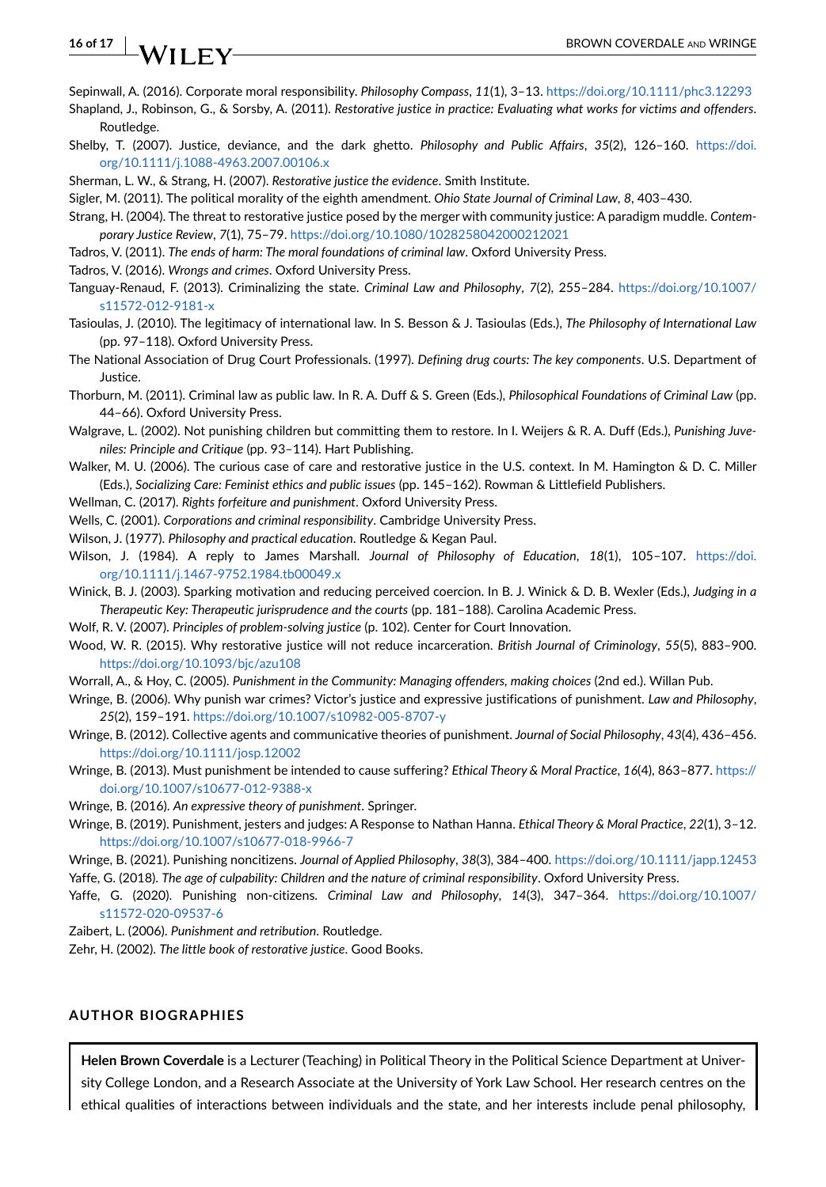Sepinwall, A. (2016). Corporate moral responsibility. *Philosophy Compass*, *11*(1), 3–13. https://doi.org/10.1111/phc3.12293

Shapland, J., Robinson, G., & Sorsby, A. (2011). *Restorative justice in practice: Evaluating what works for victims and offenders*. Routledge.

Shelby, T. (2007). Justice, deviance, and the dark ghetto. *Philosophy and Public Affairs*, *35*(2), 126–160. https://doi.org/10.1111/j.1088-4963.2007.00106.x

Sherman, L. W., & Strang, H. (2007). *Restorative justice the evidence*. Smith Institute.

Sigler, M. (2011). The political morality of the eighth amendment. *Ohio State Journal of Criminal Law*, *8*, 403–430.

Strang, H. (2004). The threat to restorative justice posed by the merger with community justice: A paradigm muddle. *Contemporary Justice Review*, *7*(1), 75–79. https://doi.org/10.1080/1028258042000212021

Tadros, V. (2011). *The ends of harm: The moral foundations of criminal law*. Oxford University Press.

Tadros, V. (2016). *Wrongs and crimes*. Oxford University Press.

Tanguay-Renaud, F. (2013). Criminalizing the state. *Criminal Law and Philosophy*, *7*(2), 255–284. https://doi.org/10.1007/s11572-012-9181-x

Tasioulas, J. (2010). The legitimacy of international law. In S. Besson & J. Tasioulas (Eds.), *The Philosophy of International Law* (pp. 97–118). Oxford University Press.

The National Association of Drug Court Professionals. (1997). *Defining drug courts: The key components*. U.S. Department of Justice.

Thorburn, M. (2011). Criminal law as public law. In R. A. Duff & S. Green (Eds.), *Philosophical Foundations of Criminal Law* (pp. 44–66). Oxford University Press.

Walgrave, L. (2002). Not punishing children but committing them to restore. In I. Weijers & R. A. Duff (Eds.), *Punishing Juveniles: Principle and Critique* (pp. 93–114). Hart Publishing.

Walker, M. U. (2006). The curious case of care and restorative justice in the U.S. context. In M. Hamington & D. C. Miller (Eds.), *Socializing Care: Feminist ethics and public issues* (pp. 145–162). Rowman & Littlefield Publishers.

Wellman, C. (2017). *Rights forfeiture and punishment*. Oxford University Press.

Wells, C. (2001). *Corporations and criminal responsibility*. Cambridge University Press.

Wilson, J. (1977). *Philosophy and practical education*. Routledge & Kegan Paul.

Wilson, J. (1984). A reply to James Marshall. *Journal of Philosophy of Education*, *18*(1), 105–107. https://doi.org/10.1111/j.1467-9752.1984.tb00049.x

Winick, B. J. (2003). Sparking motivation and reducing perceived coercion. In B. J. Winick & D. B. Wexler (Eds.), *Judging in a Therapeutic Key: Therapeutic jurisprudence and the courts* (pp. 181–188). Carolina Academic Press.

Wolf, R. V. (2007). *Principles of problem-solving justice* (p. 102). Center for Court Innovation.

Wood, W. R. (2015). Why restorative justice will not reduce incarceration. *British Journal of Criminology*, *55*(5), 883–900. https://doi.org/10.1093/bjc/azu108

Worrall, A., & Hoy, C. (2005). *Punishment in the Community: Managing offenders, making choices* (2nd ed.). Willan Pub.

Wringe, B. (2006). Why punish war crimes? Victor's justice and expressive justifications of punishment. *Law and Philosophy*, *25*(2), 159–191. https://doi.org/10.1007/s10982-005-8707-y

Wringe, B. (2012). Collective agents and communicative theories of punishment. *Journal of Social Philosophy*, *43*(4), 436–456. https://doi.org/10.1111/josp.12002

Wringe, B. (2013). Must punishment be intended to cause suffering? *Ethical Theory & Moral Practice*, *16*(4), 863–877. https://doi.org/10.1007/s10677-012-9388-x

Wringe, B. (2016). *An expressive theory of punishment*. Springer.

Wringe, B. (2019). Punishment, jesters and judges: A Response to Nathan Hanna. *Ethical Theory & Moral Practice*, *22*(1), 3–12. https://doi.org/10.1007/s10677-018-9966-7

Wringe, B. (2021). Punishing noncitizens. *Journal of Applied Philosophy*, *38*(3), 384–400. https://doi.org/10.1111/japp.12453

Yaffe, G. (2018). *The age of culpability: Children and the nature of criminal responsibility*. Oxford University Press.

Yaffe, G. (2020). Punishing non-citizens. *Criminal Law and Philosophy*, *14*(3), 347–364. https://doi.org/10.1007/s11572-020-09537-6

Zaibert, L. (2006). *Punishment and retribution*. Routledge.

Zehr, H. (2002). *The little book of restorative justice*. Good Books.

## AUTHOR BIOGRAPHIES

**Helen Brown Coverdale** is a Lecturer (Teaching) in Political Theory in the Political Science Department at University College London, and a Research Associate at the University of York Law School. Her research centres on the ethical qualities of interactions between individuals and the state, and her interests include penal philosophy,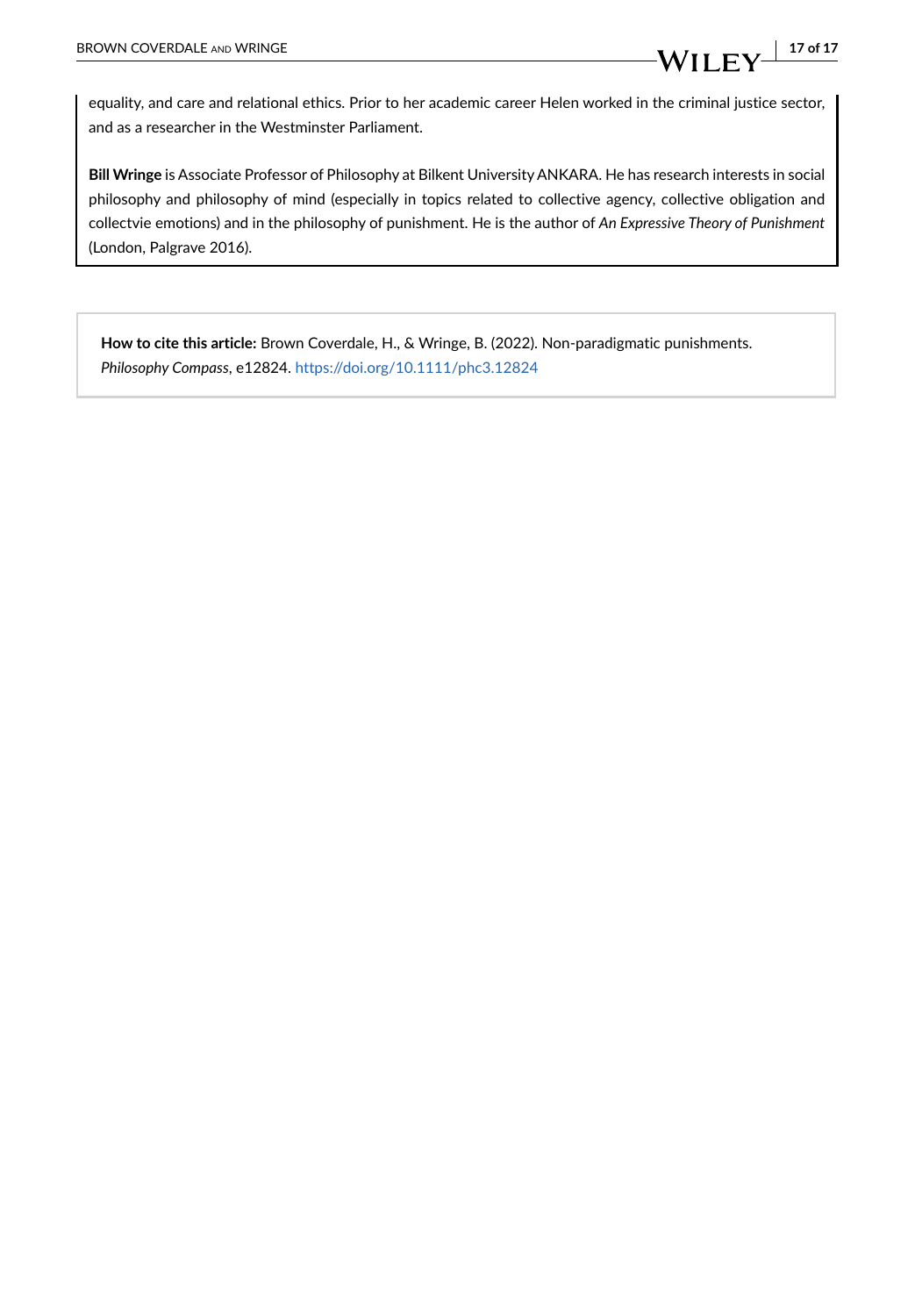equality, and care and relational ethics. Prior to her academic career Helen worked in the criminal justice sector, and as a researcher in the Westminster Parliament.

**Bill Wringe** is Associate Professor of Philosophy at Bilkent University ANKARA. He has research interests in social philosophy and philosophy of mind (especially in topics related to collective agency, collective obligation and collectvie emotions) and in the philosophy of punishment. He is the author of *An Expressive Theory of Punishment* (London, Palgrave 2016).

**How to cite this article:** Brown Coverdale, H., & Wringe, B. (2022). Non-paradigmatic punishments. *Philosophy Compass*, e12824. https://doi.org/10.1111/phc3.12824